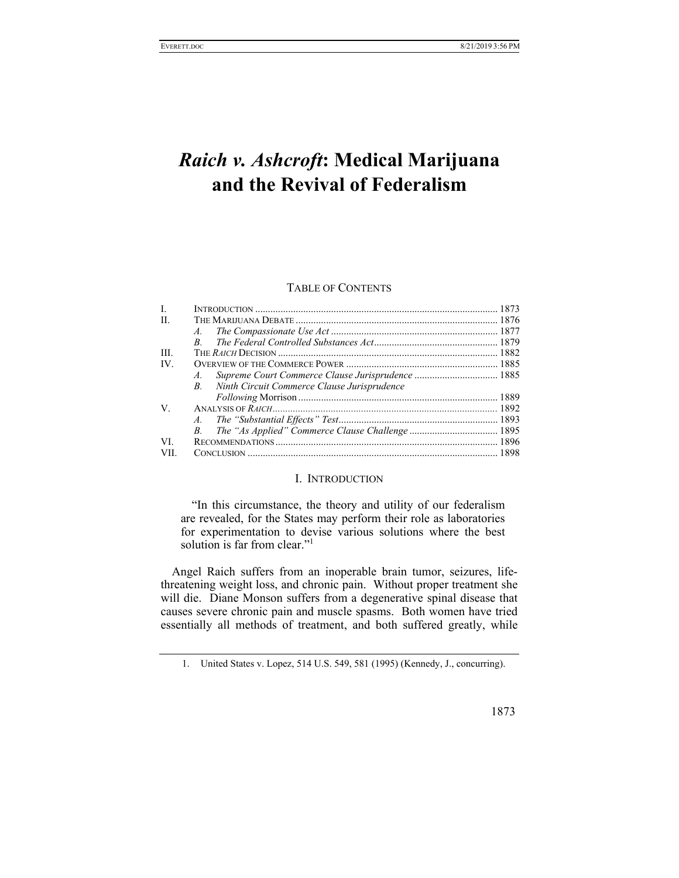# *Raich v. Ashcroft*: Medical Marijuana and the Revival of Federalism

TABLE OF CONTENTS

| | | |
|---|---|---|
| I. | INTRODUCTION | 1873 |
| II. | THE MARIJUANA DEBATE | 1876 |
| | *A. The Compassionate Use Act* | 1877 |
| | *B. The Federal Controlled Substances Act* | 1879 |
| III. | THE *RAICH* DECISION | 1882 |
| IV. | OVERVIEW OF THE COMMERCE POWER | 1885 |
| | *A. Supreme Court Commerce Clause Jurisprudence* | 1885 |
| | *B. Ninth Circuit Commerce Clause Jurisprudence Following* Morrison | 1889 |
| V. | ANALYSIS OF *RAICH* | 1892 |
| | *A. The "Substantial Effects" Test* | 1893 |
| | *B. The "As Applied" Commerce Clause Challenge* | 1895 |
| VI. | RECOMMENDATIONS | 1896 |
| VII. | CONCLUSION | 1898 |

## I. INTRODUCTION

> "In this circumstance, the theory and utility of our federalism are revealed, for the States may perform their role as laboratories for experimentation to devise various solutions where the best solution is far from clear."[1]

Angel Raich suffers from an inoperable brain tumor, seizures, life-threatening weight loss, and chronic pain. Without proper treatment she will die. Diane Monson suffers from a degenerative spinal disease that causes severe chronic pain and muscle spasms. Both women have tried essentially all methods of treatment, and both suffered greatly, while

1. United States v. Lopez, 514 U.S. 549, 581 (1995) (Kennedy, J., concurring).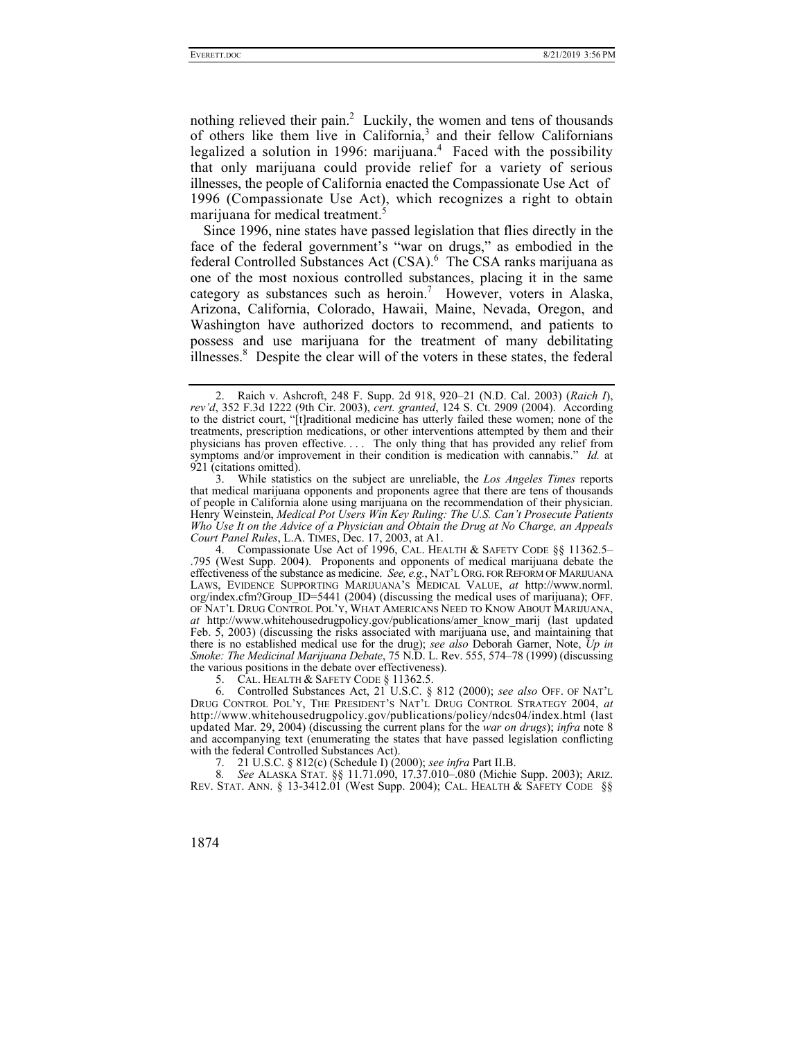nothing relieved their pain.[2] Luckily, the women and tens of thousands of others like them live in California,[3] and their fellow Californians legalized a solution in 1996: marijuana.[4] Faced with the possibility that only marijuana could provide relief for a variety of serious illnesses, the people of California enacted the Compassionate Use Act of 1996 (Compassionate Use Act), which recognizes a right to obtain marijuana for medical treatment.[5]

Since 1996, nine states have passed legislation that flies directly in the face of the federal government's "war on drugs," as embodied in the federal Controlled Substances Act (CSA).[6] The CSA ranks marijuana as one of the most noxious controlled substances, placing it in the same category as substances such as heroin.[7] However, voters in Alaska, Arizona, California, Colorado, Hawaii, Maine, Nevada, Oregon, and Washington have authorized doctors to recommend, and patients to possess and use marijuana for the treatment of many debilitating illnesses.[8] Despite the clear will of the voters in these states, the federal

---

2. Raich v. Ashcroft, 248 F. Supp. 2d 918, 920–21 (N.D. Cal. 2003) (*Raich I*), *rev'd*, 352 F.3d 1222 (9th Cir. 2003), *cert. granted*, 124 S. Ct. 2909 (2004). According to the district court, "[t]raditional medicine has utterly failed these women; none of the treatments, prescription medications, or other interventions attempted by them and their physicians has proven effective. . . . The only thing that has provided any relief from symptoms and/or improvement in their condition is medication with cannabis." *Id.* at 921 (citations omitted).

3. While statistics on the subject are unreliable, the *Los Angeles Times* reports that medical marijuana opponents and proponents agree that there are tens of thousands of people in California alone using marijuana on the recommendation of their physician. Henry Weinstein, *Medical Pot Users Win Key Ruling: The U.S. Can't Prosecute Patients Who Use It on the Advice of a Physician and Obtain the Drug at No Charge, an Appeals Court Panel Rules*, L.A. TIMES, Dec. 17, 2003, at A1.

4. Compassionate Use Act of 1996, CAL. HEALTH & SAFETY CODE §§ 11362.5–.795 (West Supp. 2004). Proponents and opponents of medical marijuana debate the effectiveness of the substance as medicine. *See, e.g.*, NAT'L ORG. FOR REFORM OF MARIJUANA LAWS, EVIDENCE SUPPORTING MARIJUANA'S MEDICAL VALUE, *at* http://www.norml.org/index.cfm?Group_ID=5441 (2004) (discussing the medical uses of marijuana); OFF. OF NAT'L DRUG CONTROL POL'Y, WHAT AMERICANS NEED TO KNOW ABOUT MARIJUANA, *at* http://www.whitehousedrugpolicy.gov/publications/amer_know_marij (last updated Feb. 5, 2003) (discussing the risks associated with marijuana use, and maintaining that there is no established medical use for the drug); *see also* Deborah Garner, Note, *Up in Smoke: The Medicinal Marijuana Debate*, 75 N.D. L. Rev. 555, 574–78 (1999) (discussing the various positions in the debate over effectiveness).

5. CAL. HEALTH & SAFETY CODE § 11362.5.

6. Controlled Substances Act, 21 U.S.C. § 812 (2000); *see also* OFF. OF NAT'L DRUG CONTROL POL'Y, THE PRESIDENT'S NAT'L DRUG CONTROL STRATEGY 2004, *at* http://www.whitehousedrugpolicy.gov/publications/policy/ndcs04/index.html (last updated Mar. 29, 2004) (discussing the current plans for the *war on drugs*); *infra* note 8 and accompanying text (enumerating the states that have passed legislation conflicting with the federal Controlled Substances Act).

7. 21 U.S.C. § 812(c) (Schedule I) (2000); *see infra* Part II.B.

8. *See* ALASKA STAT. §§ 11.71.090, 17.37.010–.080 (Michie Supp. 2003); ARIZ. REV. STAT. ANN. § 13-3412.01 (West Supp. 2004); CAL. HEALTH & SAFETY CODE §§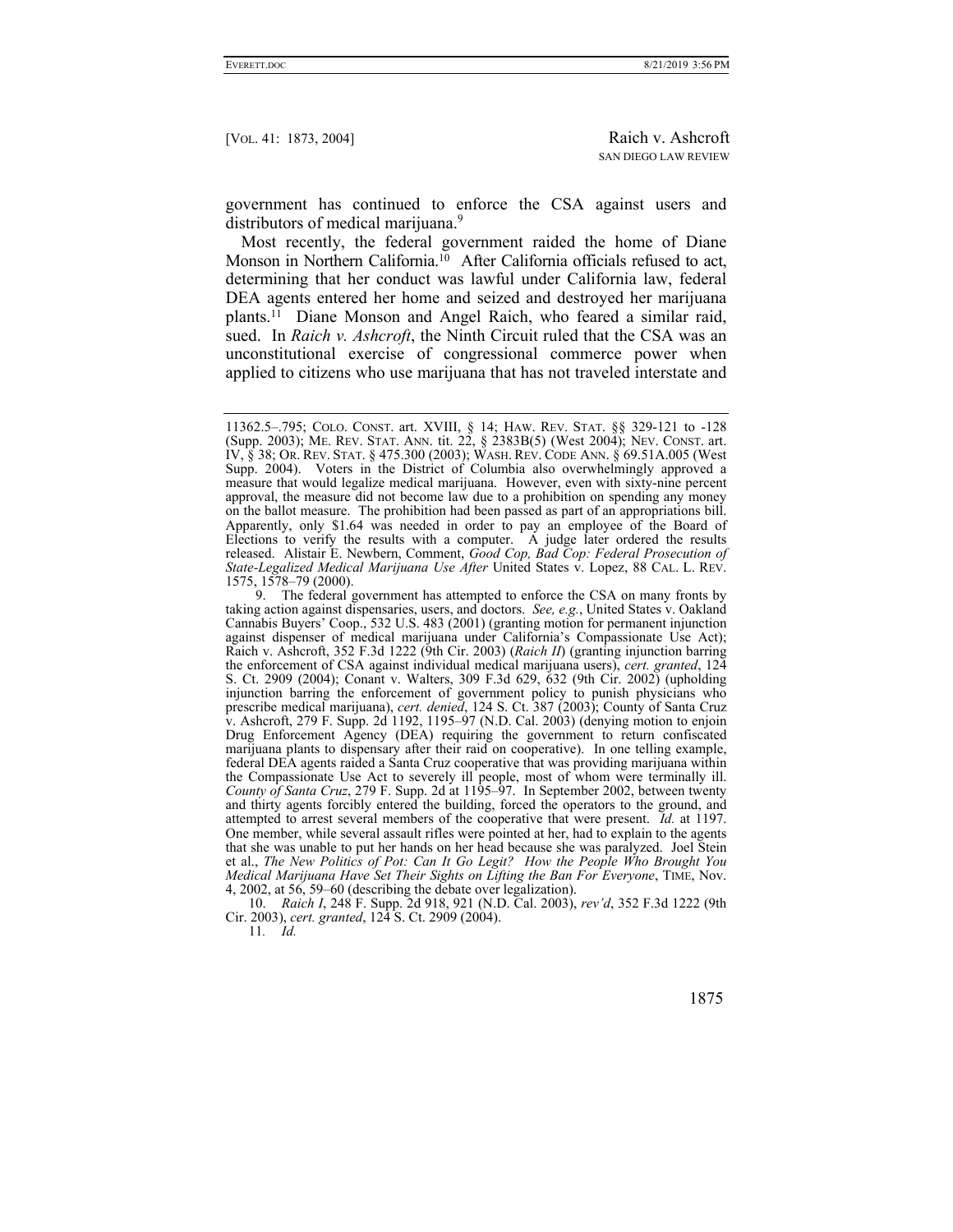government has continued to enforce the CSA against users and distributors of medical marijuana.[9]

Most recently, the federal government raided the home of Diane Monson in Northern California.[10] After California officials refused to act, determining that her conduct was lawful under California law, federal DEA agents entered her home and seized and destroyed her marijuana plants.[11] Diane Monson and Angel Raich, who feared a similar raid, sued. In *Raich v. Ashcroft*, the Ninth Circuit ruled that the CSA was an unconstitutional exercise of congressional commerce power when applied to citizens who use marijuana that has not traveled interstate and

---

11362.5–.795; COLO. CONST. art. XVIII, § 14; HAW. REV. STAT. §§ 329-121 to -128 (Supp. 2003); ME. REV. STAT. ANN. tit. 22, § 2383B(5) (West 2004); NEV. CONST. art. IV, § 38; OR. REV. STAT. § 475.300 (2003); WASH. REV. CODE ANN. § 69.51A.005 (West Supp. 2004). Voters in the District of Columbia also overwhelmingly approved a measure that would legalize medical marijuana. However, even with sixty-nine percent approval, the measure did not become law due to a prohibition on spending any money on the ballot measure. The prohibition had been passed as part of an appropriations bill. Apparently, only $1.64 was needed in order to pay an employee of the Board of Elections to verify the results with a computer. A judge later ordered the results released. Alistair E. Newbern, Comment, *Good Cop, Bad Cop: Federal Prosecution of State-Legalized Medical Marijuana Use After* United States v. Lopez, 88 CAL. L. REV. 1575, 1578–79 (2000).

9. The federal government has attempted to enforce the CSA on many fronts by taking action against dispensaries, users, and doctors. *See, e.g.*, United States v. Oakland Cannabis Buyers' Coop., 532 U.S. 483 (2001) (granting motion for permanent injunction against dispenser of medical marijuana under California's Compassionate Use Act); Raich v. Ashcroft, 352 F.3d 1222 (9th Cir. 2003) (*Raich II*) (granting injunction barring the enforcement of CSA against individual medical marijuana users), *cert. granted*, 124 S. Ct. 2909 (2004); Conant v. Walters, 309 F.3d 629, 632 (9th Cir. 2002) (upholding injunction barring the enforcement of government policy to punish physicians who prescribe medical marijuana), *cert. denied*, 124 S. Ct. 387 (2003); County of Santa Cruz v. Ashcroft, 279 F. Supp. 2d 1192, 1195–97 (N.D. Cal. 2003) (denying motion to enjoin Drug Enforcement Agency (DEA) requiring the government to return confiscated marijuana plants to dispensary after their raid on cooperative). In one telling example, federal DEA agents raided a Santa Cruz cooperative that was providing marijuana within the Compassionate Use Act to severely ill people, most of whom were terminally ill. *County of Santa Cruz*, 279 F. Supp. 2d at 1195–97. In September 2002, between twenty and thirty agents forcibly entered the building, forced the operators to the ground, and attempted to arrest several members of the cooperative that were present. *Id.* at 1197. One member, while several assault rifles were pointed at her, had to explain to the agents that she was unable to put her hands on her head because she was paralyzed. Joel Stein et al., *The New Politics of Pot: Can It Go Legit? How the People Who Brought You Medical Marijuana Have Set Their Sights on Lifting the Ban For Everyone*, TIME, Nov. 4, 2002, at 56, 59–60 (describing the debate over legalization).

10. *Raich I*, 248 F. Supp. 2d 918, 921 (N.D. Cal. 2003), *rev'd*, 352 F.3d 1222 (9th Cir. 2003), *cert. granted*, 124 S. Ct. 2909 (2004).

11. *Id.*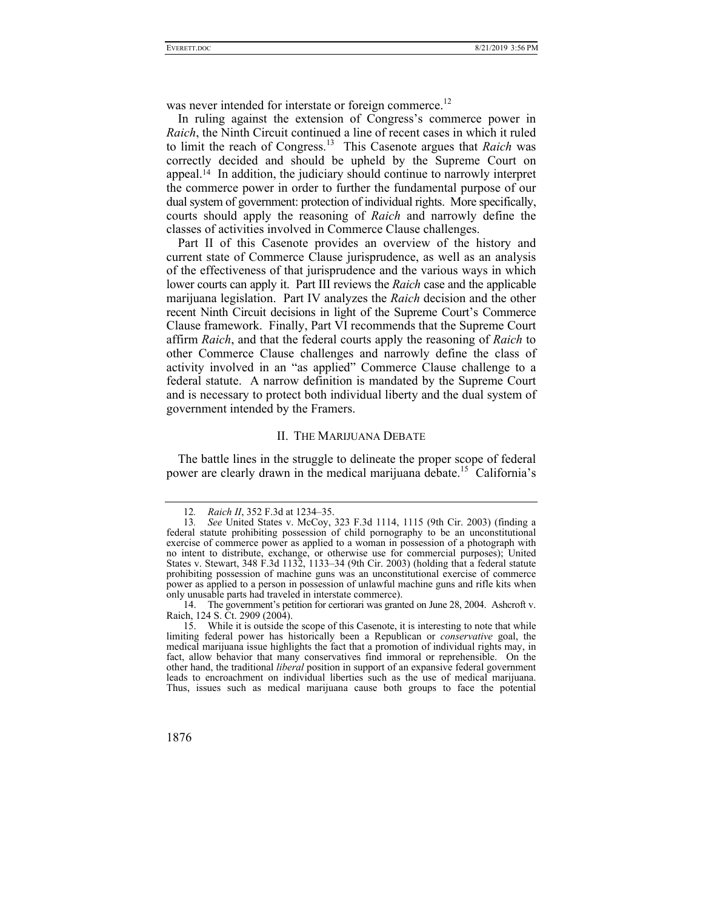was never intended for interstate or foreign commerce.[12]

In ruling against the extension of Congress's commerce power in *Raich*, the Ninth Circuit continued a line of recent cases in which it ruled to limit the reach of Congress.[13] This Casenote argues that *Raich* was correctly decided and should be upheld by the Supreme Court on appeal.[14] In addition, the judiciary should continue to narrowly interpret the commerce power in order to further the fundamental purpose of our dual system of government: protection of individual rights. More specifically, courts should apply the reasoning of *Raich* and narrowly define the classes of activities involved in Commerce Clause challenges.

Part II of this Casenote provides an overview of the history and current state of Commerce Clause jurisprudence, as well as an analysis of the effectiveness of that jurisprudence and the various ways in which lower courts can apply it. Part III reviews the *Raich* case and the applicable marijuana legislation. Part IV analyzes the *Raich* decision and the other recent Ninth Circuit decisions in light of the Supreme Court's Commerce Clause framework. Finally, Part VI recommends that the Supreme Court affirm *Raich*, and that the federal courts apply the reasoning of *Raich* to other Commerce Clause challenges and narrowly define the class of activity involved in an "as applied" Commerce Clause challenge to a federal statute. A narrow definition is mandated by the Supreme Court and is necessary to protect both individual liberty and the dual system of government intended by the Framers.

## II. THE MARIJUANA DEBATE

The battle lines in the struggle to delineate the proper scope of federal power are clearly drawn in the medical marijuana debate.[15] California's

---

12. *Raich II*, 352 F.3d at 1234–35.

13. *See* United States v. McCoy, 323 F.3d 1114, 1115 (9th Cir. 2003) (finding a federal statute prohibiting possession of child pornography to be an unconstitutional exercise of commerce power as applied to a woman in possession of a photograph with no intent to distribute, exchange, or otherwise use for commercial purposes); United States v. Stewart, 348 F.3d 1132, 1133–34 (9th Cir. 2003) (holding that a federal statute prohibiting possession of machine guns was an unconstitutional exercise of commerce power as applied to a person in possession of unlawful machine guns and rifle kits when only unusable parts had traveled in interstate commerce).

14. The government's petition for certiorari was granted on June 28, 2004. Ashcroft v. Raich, 124 S. Ct. 2909 (2004).

15. While it is outside the scope of this Casenote, it is interesting to note that while limiting federal power has historically been a Republican or *conservative* goal, the medical marijuana issue highlights the fact that a promotion of individual rights may, in fact, allow behavior that many conservatives find immoral or reprehensible. On the other hand, the traditional *liberal* position in support of an expansive federal government leads to encroachment on individual liberties such as the use of medical marijuana. Thus, issues such as medical marijuana cause both groups to face the potential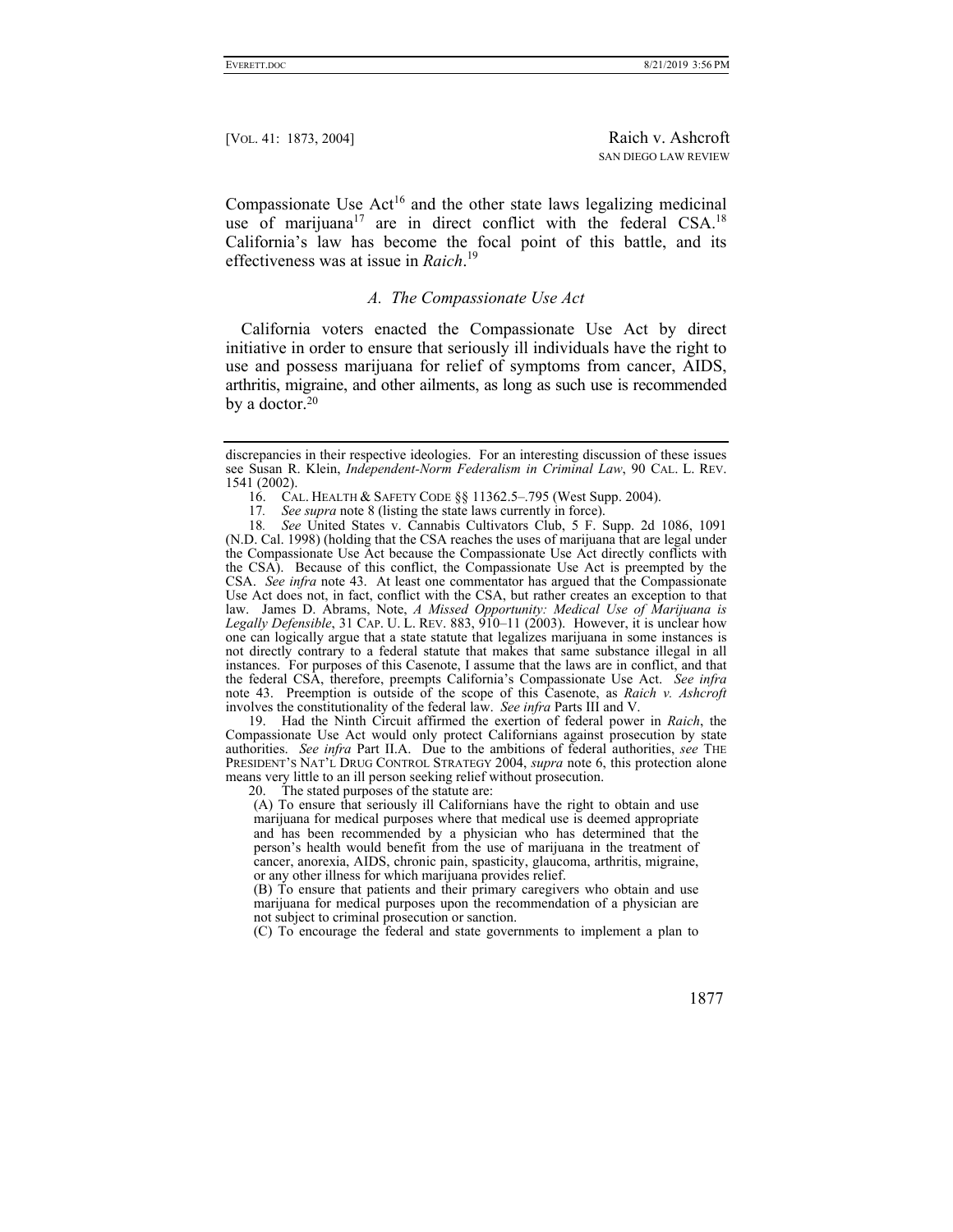Compassionate Use Act[16] and the other state laws legalizing medicinal use of marijuana[17] are in direct conflict with the federal CSA.[18] California's law has become the focal point of this battle, and its effectiveness was at issue in *Raich*.[19]

### *A. The Compassionate Use Act*

California voters enacted the Compassionate Use Act by direct initiative in order to ensure that seriously ill individuals have the right to use and possess marijuana for relief of symptoms from cancer, AIDS, arthritis, migraine, and other ailments, as long as such use is recommended by a doctor.[20]

---

discrepancies in their respective ideologies. For an interesting discussion of these issues see Susan R. Klein, *Independent-Norm Federalism in Criminal Law*, 90 CAL. L. REV. 1541 (2002).

16. CAL. HEALTH & SAFETY CODE §§ 11362.5–.795 (West Supp. 2004).

17. *See supra* note 8 (listing the state laws currently in force).

18. *See* United States v. Cannabis Cultivators Club, 5 F. Supp. 2d 1086, 1091 (N.D. Cal. 1998) (holding that the CSA reaches the uses of marijuana that are legal under the Compassionate Use Act because the Compassionate Use Act directly conflicts with the CSA). Because of this conflict, the Compassionate Use Act is preempted by the CSA. *See infra* note 43. At least one commentator has argued that the Compassionate Use Act does not, in fact, conflict with the CSA, but rather creates an exception to that law. James D. Abrams, Note, *A Missed Opportunity: Medical Use of Marijuana is Legally Defensible*, 31 CAP. U. L. REV. 883, 910–11 (2003). However, it is unclear how one can logically argue that a state statute that legalizes marijuana in some instances is not directly contrary to a federal statute that makes that same substance illegal in all instances. For purposes of this Casenote, I assume that the laws are in conflict, and that the federal CSA, therefore, preempts California's Compassionate Use Act. *See infra* note 43. Preemption is outside of the scope of this Casenote, as *Raich v. Ashcroft* involves the constitutionality of the federal law. *See infra* Parts III and V.

19. Had the Ninth Circuit affirmed the exertion of federal power in *Raich*, the Compassionate Use Act would only protect Californians against prosecution by state authorities. *See infra* Part II.A. Due to the ambitions of federal authorities, *see* THE PRESIDENT'S NAT'L DRUG CONTROL STRATEGY 2004, *supra* note 6, this protection alone means very little to an ill person seeking relief without prosecution.

20. The stated purposes of the statute are:

> (A) To ensure that seriously ill Californians have the right to obtain and use marijuana for medical purposes where that medical use is deemed appropriate and has been recommended by a physician who has determined that the person's health would benefit from the use of marijuana in the treatment of cancer, anorexia, AIDS, chronic pain, spasticity, glaucoma, arthritis, migraine, or any other illness for which marijuana provides relief.
>
> (B) To ensure that patients and their primary caregivers who obtain and use marijuana for medical purposes upon the recommendation of a physician are not subject to criminal prosecution or sanction.
>
> (C) To encourage the federal and state governments to implement a plan to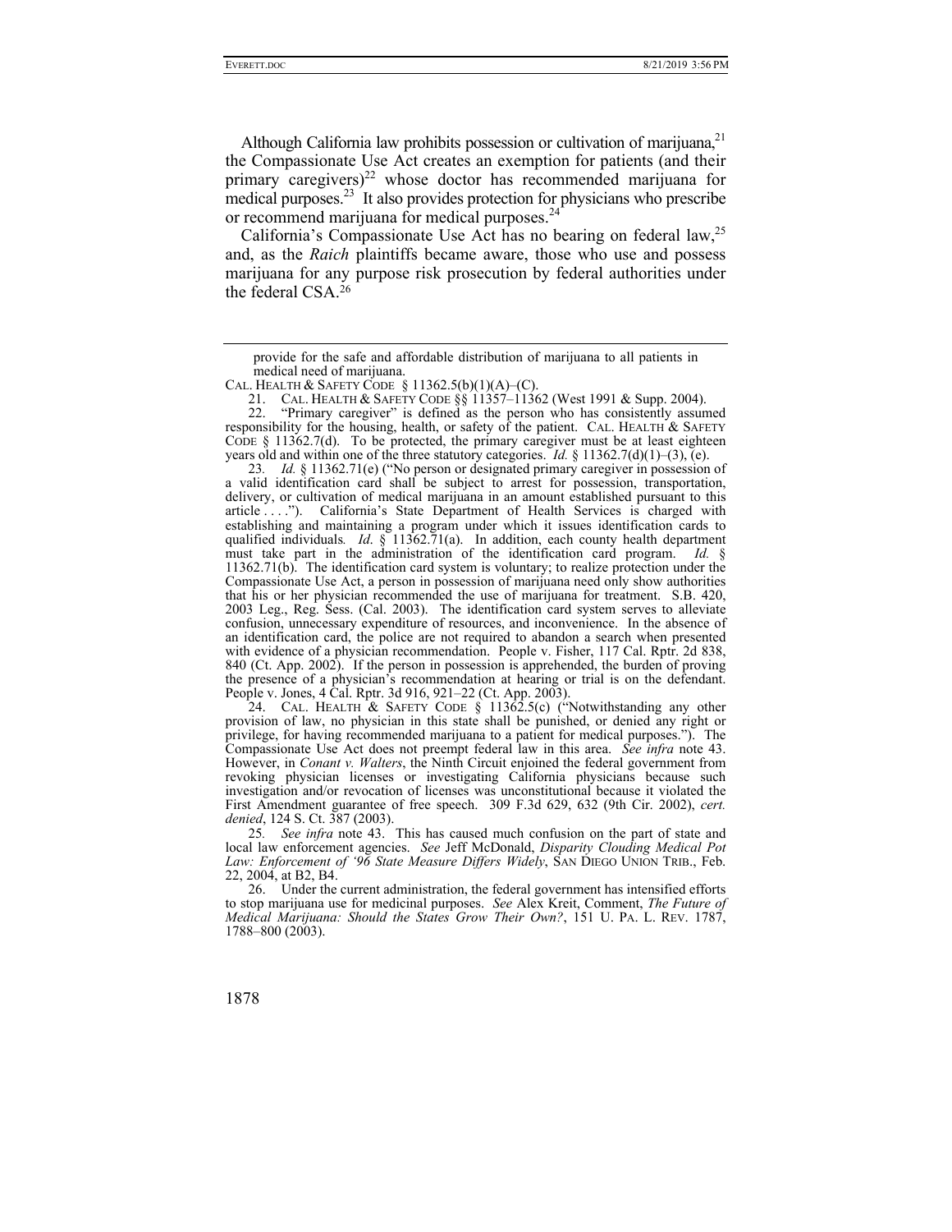Although California law prohibits possession or cultivation of marijuana,[21] the Compassionate Use Act creates an exemption for patients (and their primary caregivers)[22] whose doctor has recommended marijuana for medical purposes.[23] It also provides protection for physicians who prescribe or recommend marijuana for medical purposes.[24]

California's Compassionate Use Act has no bearing on federal law,[25] and, as the *Raich* plaintiffs became aware, those who use and possess marijuana for any purpose risk prosecution by federal authorities under the federal CSA.[26]

---

provide for the safe and affordable distribution of marijuana to all patients in medical need of marijuana.

CAL. HEALTH & SAFETY CODE § 11362.5(b)(1)(A)–(C).

21. CAL. HEALTH & SAFETY CODE §§ 11357–11362 (West 1991 & Supp. 2004).

22. "Primary caregiver" is defined as the person who has consistently assumed responsibility for the housing, health, or safety of the patient. CAL. HEALTH & SAFETY CODE § 11362.7(d). To be protected, the primary caregiver must be at least eighteen years old and within one of the three statutory categories. *Id.* § 11362.7(d)(1)–(3), (e).

23. *Id.* § 11362.71(e) ("No person or designated primary caregiver in possession of a valid identification card shall be subject to arrest for possession, transportation, delivery, or cultivation of medical marijuana in an amount established pursuant to this article . . . ."). California's State Department of Health Services is charged with establishing and maintaining a program under which it issues identification cards to qualified individuals. *Id*. § 11362.71(a). In addition, each county health department must take part in the administration of the identification card program. *Id.* § 11362.71(b). The identification card system is voluntary; to realize protection under the Compassionate Use Act, a person in possession of marijuana need only show authorities that his or her physician recommended the use of marijuana for treatment. S.B. 420, 2003 Leg., Reg. Sess. (Cal. 2003). The identification card system serves to alleviate confusion, unnecessary expenditure of resources, and inconvenience. In the absence of an identification card, the police are not required to abandon a search when presented with evidence of a physician recommendation. People v. Fisher, 117 Cal. Rptr. 2d 838, 840 (Ct. App. 2002). If the person in possession is apprehended, the burden of proving the presence of a physician's recommendation at hearing or trial is on the defendant. People v. Jones, 4 Cal. Rptr. 3d 916, 921–22 (Ct. App. 2003).

24. CAL. HEALTH & SAFETY CODE § 11362.5(c) ("Notwithstanding any other provision of law, no physician in this state shall be punished, or denied any right or privilege, for having recommended marijuana to a patient for medical purposes."). The Compassionate Use Act does not preempt federal law in this area. *See infra* note 43. However, in *Conant v. Walters*, the Ninth Circuit enjoined the federal government from revoking physician licenses or investigating California physicians because such investigation and/or revocation of licenses was unconstitutional because it violated the First Amendment guarantee of free speech. 309 F.3d 629, 632 (9th Cir. 2002), *cert. denied*, 124 S. Ct. 387 (2003).

25. *See infra* note 43. This has caused much confusion on the part of state and local law enforcement agencies. *See* Jeff McDonald, *Disparity Clouding Medical Pot Law: Enforcement of '96 State Measure Differs Widely*, SAN DIEGO UNION TRIB., Feb. 22, 2004, at B2, B4.

26. Under the current administration, the federal government has intensified efforts to stop marijuana use for medicinal purposes. *See* Alex Kreit, Comment, *The Future of Medical Marijuana: Should the States Grow Their Own?*, 151 U. PA. L. REV. 1787, 1788–800 (2003).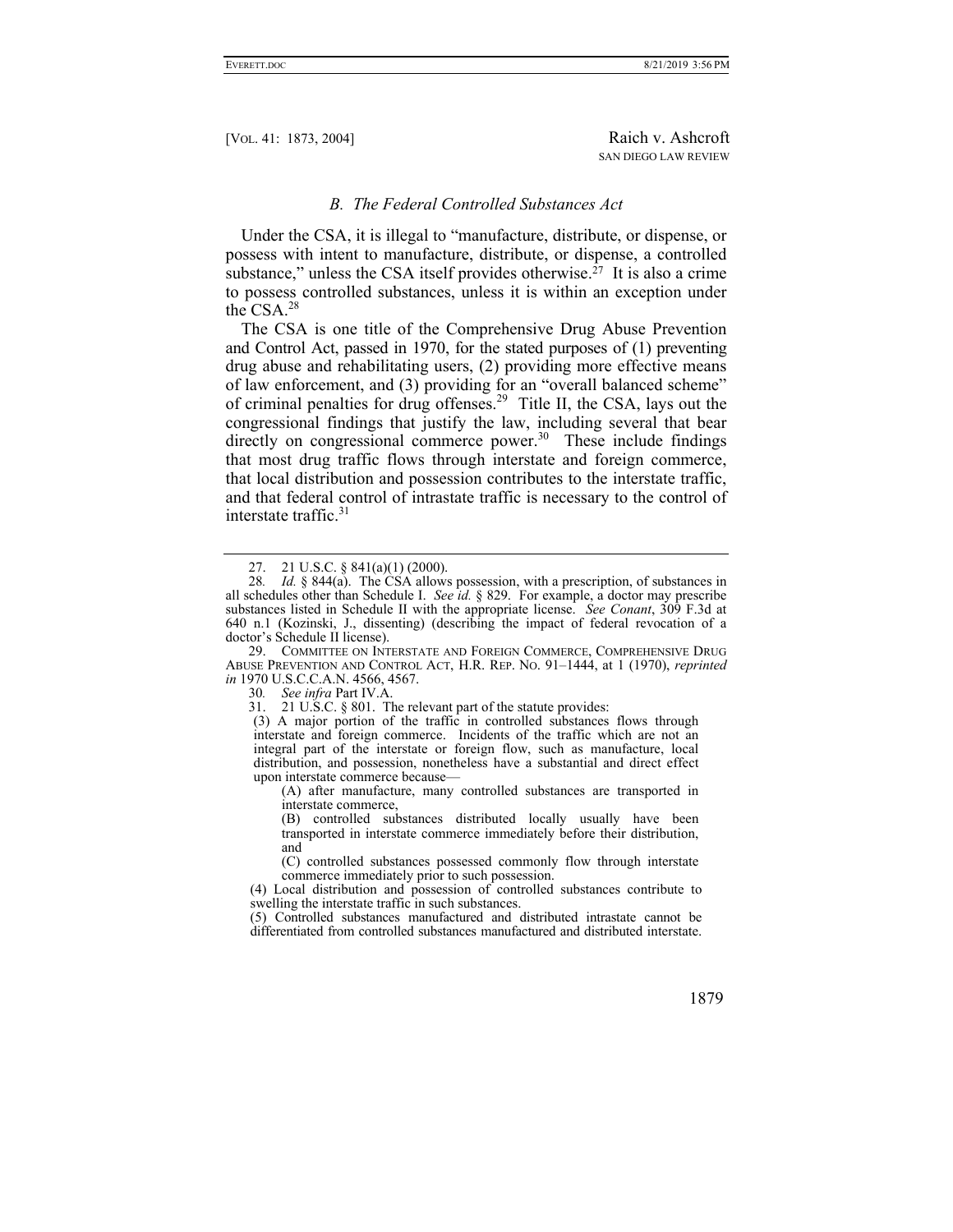### *B. The Federal Controlled Substances Act*

Under the CSA, it is illegal to "manufacture, distribute, or dispense, or possess with intent to manufacture, distribute, or dispense, a controlled substance," unless the CSA itself provides otherwise.[27] It is also a crime to possess controlled substances, unless it is within an exception under the CSA.[28]

The CSA is one title of the Comprehensive Drug Abuse Prevention and Control Act, passed in 1970, for the stated purposes of (1) preventing drug abuse and rehabilitating users, (2) providing more effective means of law enforcement, and (3) providing for an "overall balanced scheme" of criminal penalties for drug offenses.[29] Title II, the CSA, lays out the congressional findings that justify the law, including several that bear directly on congressional commerce power.[30] These include findings that most drug traffic flows through interstate and foreign commerce, that local distribution and possession contributes to the interstate traffic, and that federal control of intrastate traffic is necessary to the control of interstate traffic.[31]

---

27. 21 U.S.C. § 841(a)(1) (2000).

28. *Id.* § 844(a). The CSA allows possession, with a prescription, of substances in all schedules other than Schedule I. *See id.* § 829. For example, a doctor may prescribe substances listed in Schedule II with the appropriate license. *See Conant*, 309 F.3d at 640 n.1 (Kozinski, J., dissenting) (describing the impact of federal revocation of a doctor's Schedule II license).

29. COMMITTEE ON INTERSTATE AND FOREIGN COMMERCE, COMPREHENSIVE DRUG ABUSE PREVENTION AND CONTROL ACT, H.R. REP. NO. 91–1444, at 1 (1970), *reprinted in* 1970 U.S.C.C.A.N. 4566, 4567.

30. *See infra* Part IV.A.

31. 21 U.S.C. § 801. The relevant part of the statute provides:

> (3) A major portion of the traffic in controlled substances flows through interstate and foreign commerce. Incidents of the traffic which are not an integral part of the interstate or foreign flow, such as manufacture, local distribution, and possession, nonetheless have a substantial and direct effect upon interstate commerce because—
>
> (A) after manufacture, many controlled substances are transported in interstate commerce,
>
> (B) controlled substances distributed locally usually have been transported in interstate commerce immediately before their distribution, and
>
> (C) controlled substances possessed commonly flow through interstate commerce immediately prior to such possession.
>
> (4) Local distribution and possession of controlled substances contribute to swelling the interstate traffic in such substances.
>
> (5) Controlled substances manufactured and distributed intrastate cannot be differentiated from controlled substances manufactured and distributed interstate.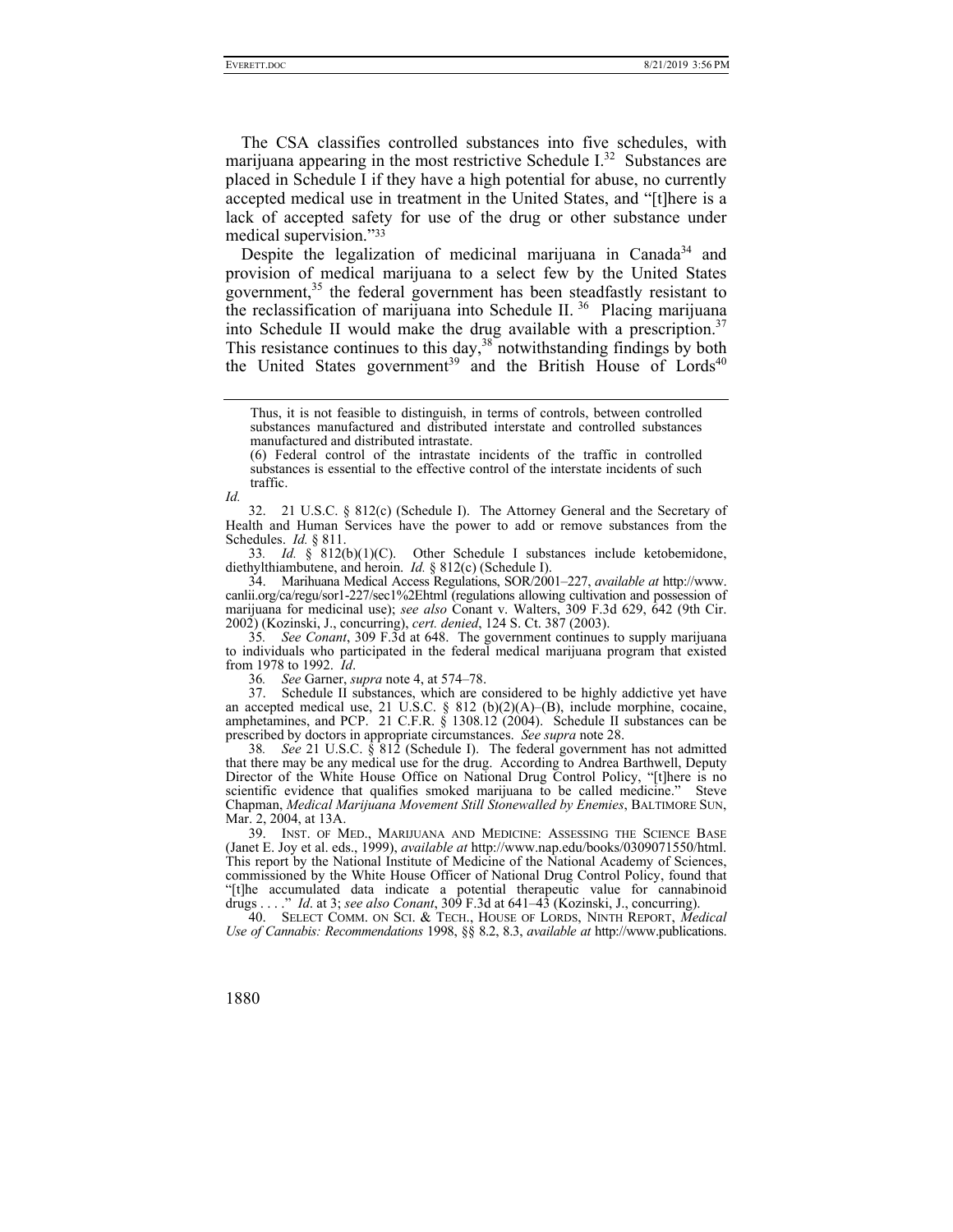The CSA classifies controlled substances into five schedules, with marijuana appearing in the most restrictive Schedule I.[32] Substances are placed in Schedule I if they have a high potential for abuse, no currently accepted medical use in treatment in the United States, and "[t]here is a lack of accepted safety for use of the drug or other substance under medical supervision."[33]

Despite the legalization of medicinal marijuana in Canada[34] and provision of medical marijuana to a select few by the United States government,[35] the federal government has been steadfastly resistant to the reclassification of marijuana into Schedule II.[36] Placing marijuana into Schedule II would make the drug available with a prescription.[37] This resistance continues to this day,[38] notwithstanding findings by both the United States government[39] and the British House of Lords[40]

---

> Thus, it is not feasible to distinguish, in terms of controls, between controlled substances manufactured and distributed interstate and controlled substances manufactured and distributed intrastate.
>
> (6) Federal control of the intrastate incidents of the traffic in controlled substances is essential to the effective control of the interstate incidents of such traffic.

*Id.*

32. 21 U.S.C. § 812(c) (Schedule I). The Attorney General and the Secretary of Health and Human Services have the power to add or remove substances from the Schedules. *Id.* § 811.

33. *Id.* § 812(b)(1)(C). Other Schedule I substances include ketobemidone, diethylthiambutene, and heroin. *Id.* § 812(c) (Schedule I).

34. Marihuana Medical Access Regulations, SOR/2001–227, *available at* http://www.canlii.org/ca/regu/sor1-227/sec1%2Ehtml (regulations allowing cultivation and possession of marijuana for medicinal use); *see also* Conant v. Walters, 309 F.3d 629, 642 (9th Cir. 2002) (Kozinski, J., concurring), *cert. denied*, 124 S. Ct. 387 (2003).

35. *See Conant*, 309 F.3d at 648. The government continues to supply marijuana to individuals who participated in the federal medical marijuana program that existed from 1978 to 1992. *Id*.

36. *See* Garner, *supra* note 4, at 574–78.

37. Schedule II substances, which are considered to be highly addictive yet have an accepted medical use, 21 U.S.C. § 812 (b)(2)(A)–(B), include morphine, cocaine, amphetamines, and PCP. 21 C.F.R. § 1308.12 (2004). Schedule II substances can be prescribed by doctors in appropriate circumstances. *See supra* note 28.

38. *See* 21 U.S.C. § 812 (Schedule I). The federal government has not admitted that there may be any medical use for the drug. According to Andrea Barthwell, Deputy Director of the White House Office on National Drug Control Policy, "[t]here is no scientific evidence that qualifies smoked marijuana to be called medicine." Steve Chapman, *Medical Marijuana Movement Still Stonewalled by Enemies*, BALTIMORE SUN, Mar. 2, 2004, at 13A.

39. INST. OF MED., MARIJUANA AND MEDICINE: ASSESSING THE SCIENCE BASE (Janet E. Joy et al. eds., 1999), *available at* http://www.nap.edu/books/0309071550/html. This report by the National Institute of Medicine of the National Academy of Sciences, commissioned by the White House Officer of National Drug Control Policy, found that "[t]he accumulated data indicate a potential therapeutic value for cannabinoid drugs . . . ." *Id*. at 3; *see also Conant*, 309 F.3d at 641–43 (Kozinski, J., concurring).

40. SELECT COMM. ON SCI. & TECH., HOUSE OF LORDS, NINTH REPORT, *Medical Use of Cannabis: Recommendations* 1998, §§ 8.2, 8.3, *available at* http://www.publications.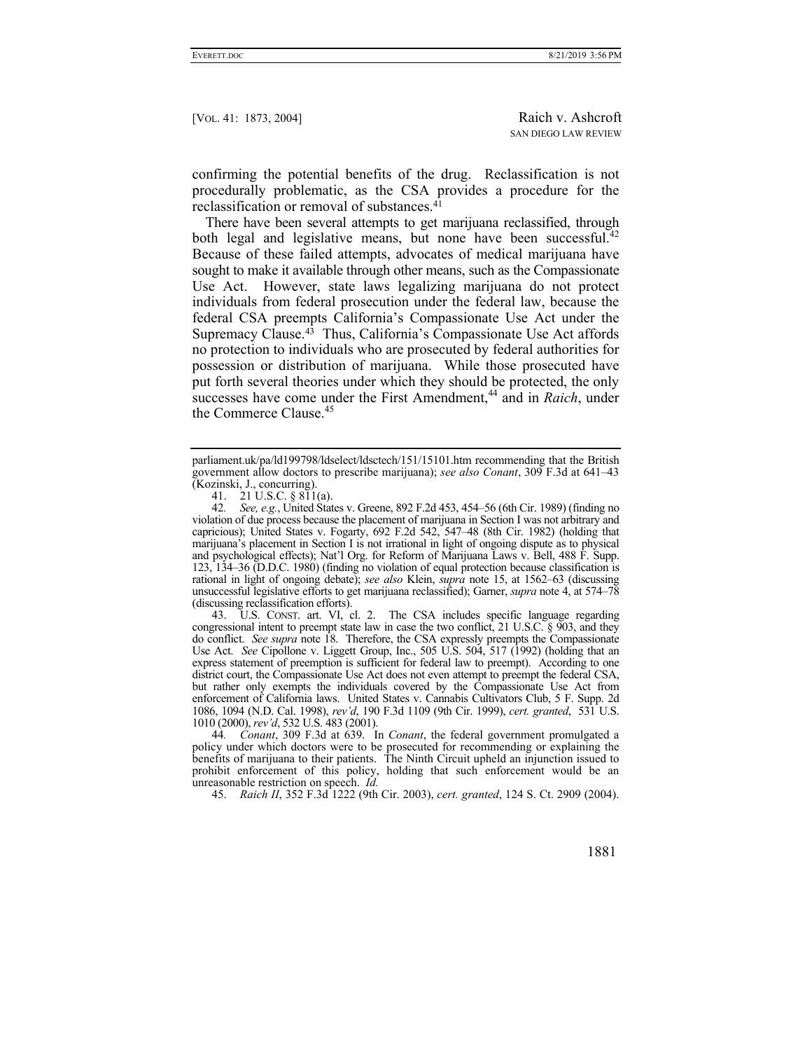confirming the potential benefits of the drug. Reclassification is not procedurally problematic, as the CSA provides a procedure for the reclassification or removal of substances.[41]

There have been several attempts to get marijuana reclassified, through both legal and legislative means, but none have been successful.[42] Because of these failed attempts, advocates of medical marijuana have sought to make it available through other means, such as the Compassionate Use Act. However, state laws legalizing marijuana do not protect individuals from federal prosecution under the federal law, because the federal CSA preempts California's Compassionate Use Act under the Supremacy Clause.[43] Thus, California's Compassionate Use Act affords no protection to individuals who are prosecuted by federal authorities for possession or distribution of marijuana. While those prosecuted have put forth several theories under which they should be protected, the only successes have come under the First Amendment,[44] and in *Raich*, under the Commerce Clause.[45]

---

parliament.uk/pa/ld199798/ldselect/ldsctech/151/15101.htm recommending that the British government allow doctors to prescribe marijuana); *see also Conant*, 309 F.3d at 641–43 (Kozinski, J., concurring).

41. 21 U.S.C. § 811(a).

42. *See, e.g.*, United States v. Greene, 892 F.2d 453, 454–56 (6th Cir. 1989) (finding no violation of due process because the placement of marijuana in Section I was not arbitrary and capricious); United States v. Fogarty, 692 F.2d 542, 547–48 (8th Cir. 1982) (holding that marijuana's placement in Section I is not irrational in light of ongoing dispute as to physical and psychological effects); Nat'l Org. for Reform of Marijuana Laws v. Bell, 488 F. Supp. 123, 134–36 (D.D.C. 1980) (finding no violation of equal protection because classification is rational in light of ongoing debate); *see also* Klein, *supra* note 15, at 1562–63 (discussing unsuccessful legislative efforts to get marijuana reclassified); Garner, *supra* note 4, at 574–78 (discussing reclassification efforts).

43. U.S. CONST. art. VI, cl. 2. The CSA includes specific language regarding congressional intent to preempt state law in case the two conflict, 21 U.S.C. § 903, and they do conflict. *See supra* note 18. Therefore, the CSA expressly preempts the Compassionate Use Act. *See* Cipollone v. Liggett Group, Inc., 505 U.S. 504, 517 (1992) (holding that an express statement of preemption is sufficient for federal law to preempt). According to one district court, the Compassionate Use Act does not even attempt to preempt the federal CSA, but rather only exempts the individuals covered by the Compassionate Use Act from enforcement of California laws. United States v. Cannabis Cultivators Club, 5 F. Supp. 2d 1086, 1094 (N.D. Cal. 1998), *rev'd*, 190 F.3d 1109 (9th Cir. 1999), *cert. granted*, 531 U.S. 1010 (2000), *rev'd*, 532 U.S. 483 (2001).

44. *Conant*, 309 F.3d at 639. In *Conant*, the federal government promulgated a policy under which doctors were to be prosecuted for recommending or explaining the benefits of marijuana to their patients. The Ninth Circuit upheld an injunction issued to prohibit enforcement of this policy, holding that such enforcement would be an unreasonable restriction on speech. *Id.*

45. *Raich II*, 352 F.3d 1222 (9th Cir. 2003), *cert. granted*, 124 S. Ct. 2909 (2004).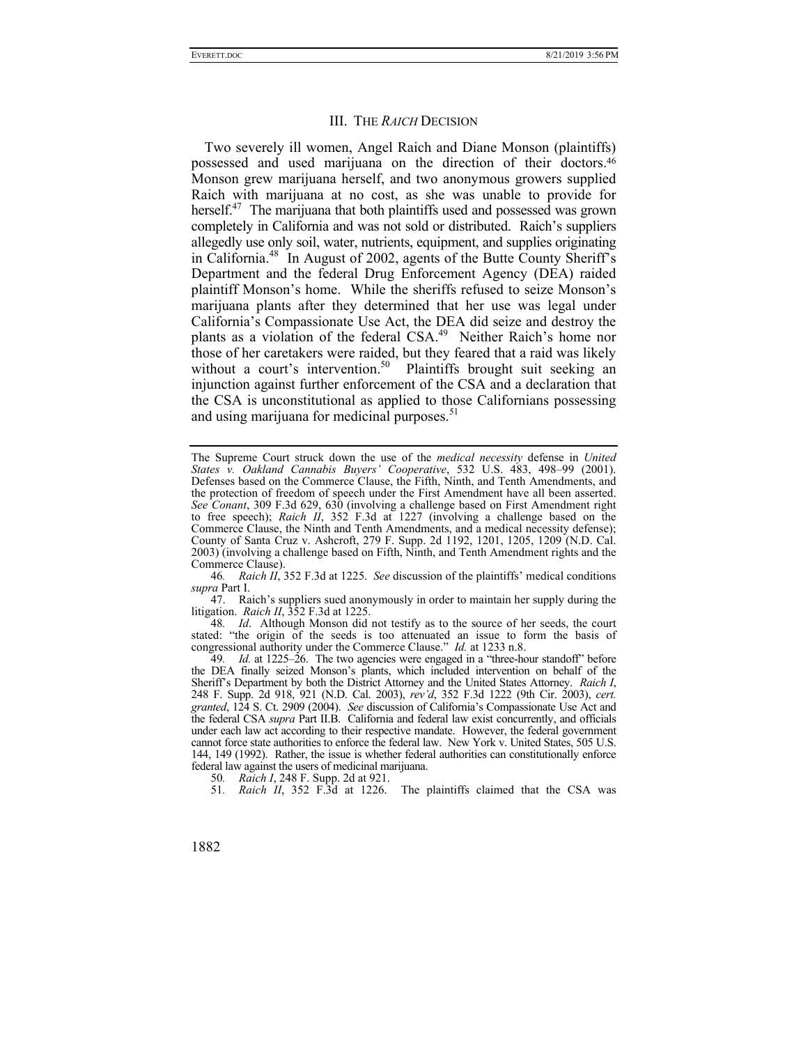## III. The *Raich* Decision

Two severely ill women, Angel Raich and Diane Monson (plaintiffs) possessed and used marijuana on the direction of their doctors.[46] Monson grew marijuana herself, and two anonymous growers supplied Raich with marijuana at no cost, as she was unable to provide for herself.[47] The marijuana that both plaintiffs used and possessed was grown completely in California and was not sold or distributed. Raich's suppliers allegedly use only soil, water, nutrients, equipment, and supplies originating in California.[48] In August of 2002, agents of the Butte County Sheriff's Department and the federal Drug Enforcement Agency (DEA) raided plaintiff Monson's home. While the sheriffs refused to seize Monson's marijuana plants after they determined that her use was legal under California's Compassionate Use Act, the DEA did seize and destroy the plants as a violation of the federal CSA.[49] Neither Raich's home nor those of her caretakers were raided, but they feared that a raid was likely without a court's intervention.[50] Plaintiffs brought suit seeking an injunction against further enforcement of the CSA and a declaration that the CSA is unconstitutional as applied to those Californians possessing and using marijuana for medicinal purposes.[51]

---

The Supreme Court struck down the use of the *medical necessity* defense in *United States v. Oakland Cannabis Buyers' Cooperative*, 532 U.S. 483, 498–99 (2001). Defenses based on the Commerce Clause, the Fifth, Ninth, and Tenth Amendments, and the protection of freedom of speech under the First Amendment have all been asserted. *See Conant*, 309 F.3d 629, 630 (involving a challenge based on First Amendment right to free speech); *Raich II*, 352 F.3d at 1227 (involving a challenge based on the Commerce Clause, the Ninth and Tenth Amendments, and a medical necessity defense); County of Santa Cruz v. Ashcroft, 279 F. Supp. 2d 1192, 1201, 1205, 1209 (N.D. Cal. 2003) (involving a challenge based on Fifth, Ninth, and Tenth Amendment rights and the Commerce Clause).

46. *Raich II*, 352 F.3d at 1225. *See* discussion of the plaintiffs' medical conditions *supra* Part I.

47. Raich's suppliers sued anonymously in order to maintain her supply during the litigation. *Raich II*, 352 F.3d at 1225.

48. *Id*. Although Monson did not testify as to the source of her seeds, the court stated: "the origin of the seeds is too attenuated an issue to form the basis of congressional authority under the Commerce Clause." *Id.* at 1233 n.8.

49. *Id.* at 1225–26. The two agencies were engaged in a "three-hour standoff" before the DEA finally seized Monson's plants, which included intervention on behalf of the Sheriff's Department by both the District Attorney and the United States Attorney. *Raich I*, 248 F. Supp. 2d 918, 921 (N.D. Cal. 2003), *rev'd*, 352 F.3d 1222 (9th Cir. 2003), *cert. granted*, 124 S. Ct. 2909 (2004). *See* discussion of California's Compassionate Use Act and the federal CSA *supra* Part II.B. California and federal law exist concurrently, and officials under each law act according to their respective mandate. However, the federal government cannot force state authorities to enforce the federal law. New York v. United States, 505 U.S. 144, 149 (1992). Rather, the issue is whether federal authorities can constitutionally enforce federal law against the users of medicinal marijuana.

50. *Raich I*, 248 F. Supp. 2d at 921.

51. *Raich II*, 352 F.3d at 1226. The plaintiffs claimed that the CSA was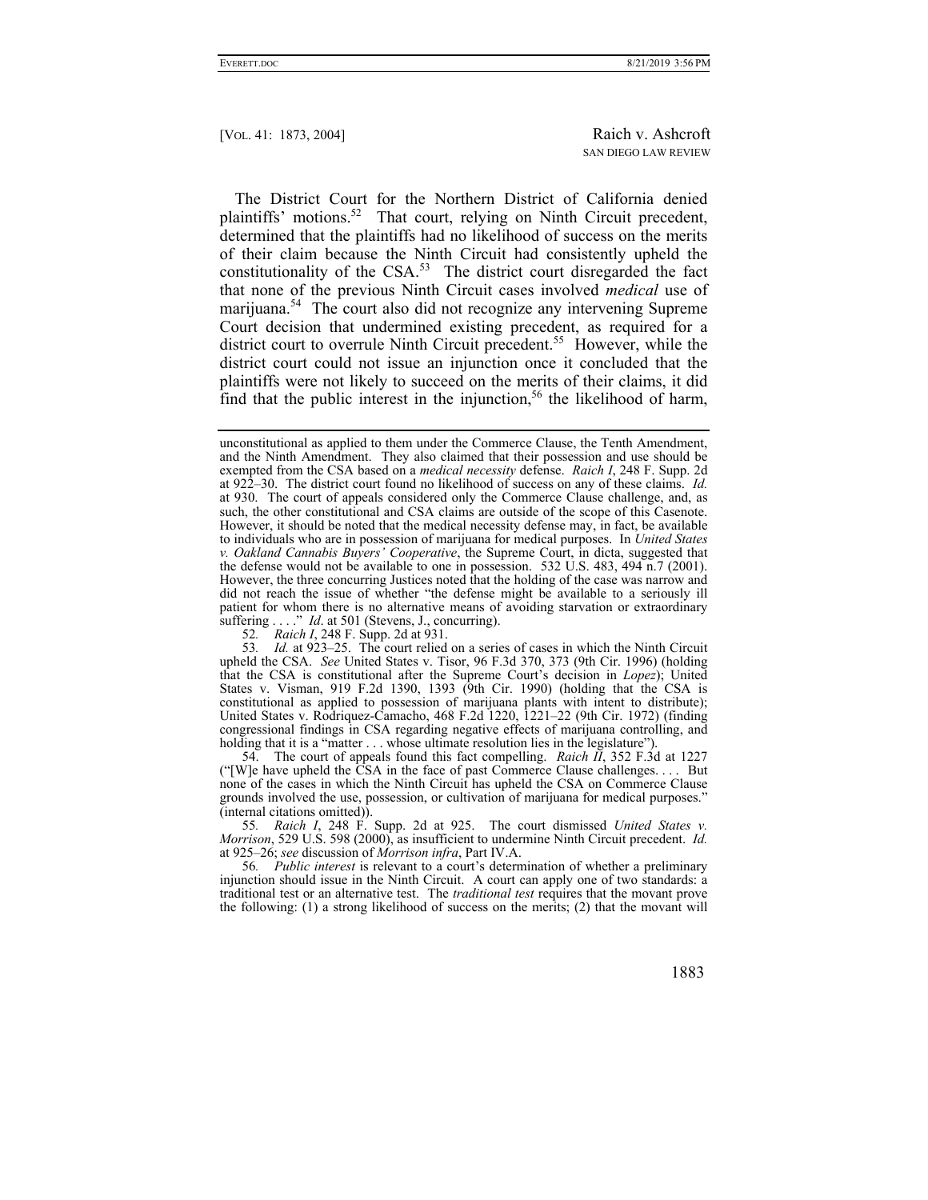The District Court for the Northern District of California denied plaintiffs' motions.[52] That court, relying on Ninth Circuit precedent, determined that the plaintiffs had no likelihood of success on the merits of their claim because the Ninth Circuit had consistently upheld the constitutionality of the CSA.[53] The district court disregarded the fact that none of the previous Ninth Circuit cases involved *medical* use of marijuana.[54] The court also did not recognize any intervening Supreme Court decision that undermined existing precedent, as required for a district court to overrule Ninth Circuit precedent.[55] However, while the district court could not issue an injunction once it concluded that the plaintiffs were not likely to succeed on the merits of their claims, it did find that the public interest in the injunction,[56] the likelihood of harm,

---

unconstitutional as applied to them under the Commerce Clause, the Tenth Amendment, and the Ninth Amendment. They also claimed that their possession and use should be exempted from the CSA based on a *medical necessity* defense. *Raich I*, 248 F. Supp. 2d at 922–30. The district court found no likelihood of success on any of these claims. *Id.* at 930. The court of appeals considered only the Commerce Clause challenge, and, as such, the other constitutional and CSA claims are outside of the scope of this Casenote. However, it should be noted that the medical necessity defense may, in fact, be available to individuals who are in possession of marijuana for medical purposes. In *United States v. Oakland Cannabis Buyers' Cooperative*, the Supreme Court, in dicta, suggested that the defense would not be available to one in possession. 532 U.S. 483, 494 n.7 (2001). However, the three concurring Justices noted that the holding of the case was narrow and did not reach the issue of whether "the defense might be available to a seriously ill patient for whom there is no alternative means of avoiding starvation or extraordinary suffering . . . ." *Id*. at 501 (Stevens, J., concurring).

52. *Raich I*, 248 F. Supp. 2d at 931.

53. *Id.* at 923–25. The court relied on a series of cases in which the Ninth Circuit upheld the CSA. *See* United States v. Tisor, 96 F.3d 370, 373 (9th Cir. 1996) (holding that the CSA is constitutional after the Supreme Court's decision in *Lopez*); United States v. Visman, 919 F.2d 1390, 1393 (9th Cir. 1990) (holding that the CSA is constitutional as applied to possession of marijuana plants with intent to distribute); United States v. Rodriquez-Camacho, 468 F.2d 1220, 1221–22 (9th Cir. 1972) (finding congressional findings in CSA regarding negative effects of marijuana controlling, and holding that it is a "matter . . . whose ultimate resolution lies in the legislature").

54. The court of appeals found this fact compelling. *Raich II*, 352 F.3d at 1227 ("[W]e have upheld the CSA in the face of past Commerce Clause challenges. . . . But none of the cases in which the Ninth Circuit has upheld the CSA on Commerce Clause grounds involved the use, possession, or cultivation of marijuana for medical purposes." (internal citations omitted)).

55. *Raich I*, 248 F. Supp. 2d at 925. The court dismissed *United States v. Morrison*, 529 U.S. 598 (2000), as insufficient to undermine Ninth Circuit precedent. *Id.* at 925–26; *see* discussion of *Morrison infra*, Part IV.A.

56. *Public interest* is relevant to a court's determination of whether a preliminary injunction should issue in the Ninth Circuit. A court can apply one of two standards: a traditional test or an alternative test. The *traditional test* requires that the movant prove the following: (1) a strong likelihood of success on the merits; (2) that the movant will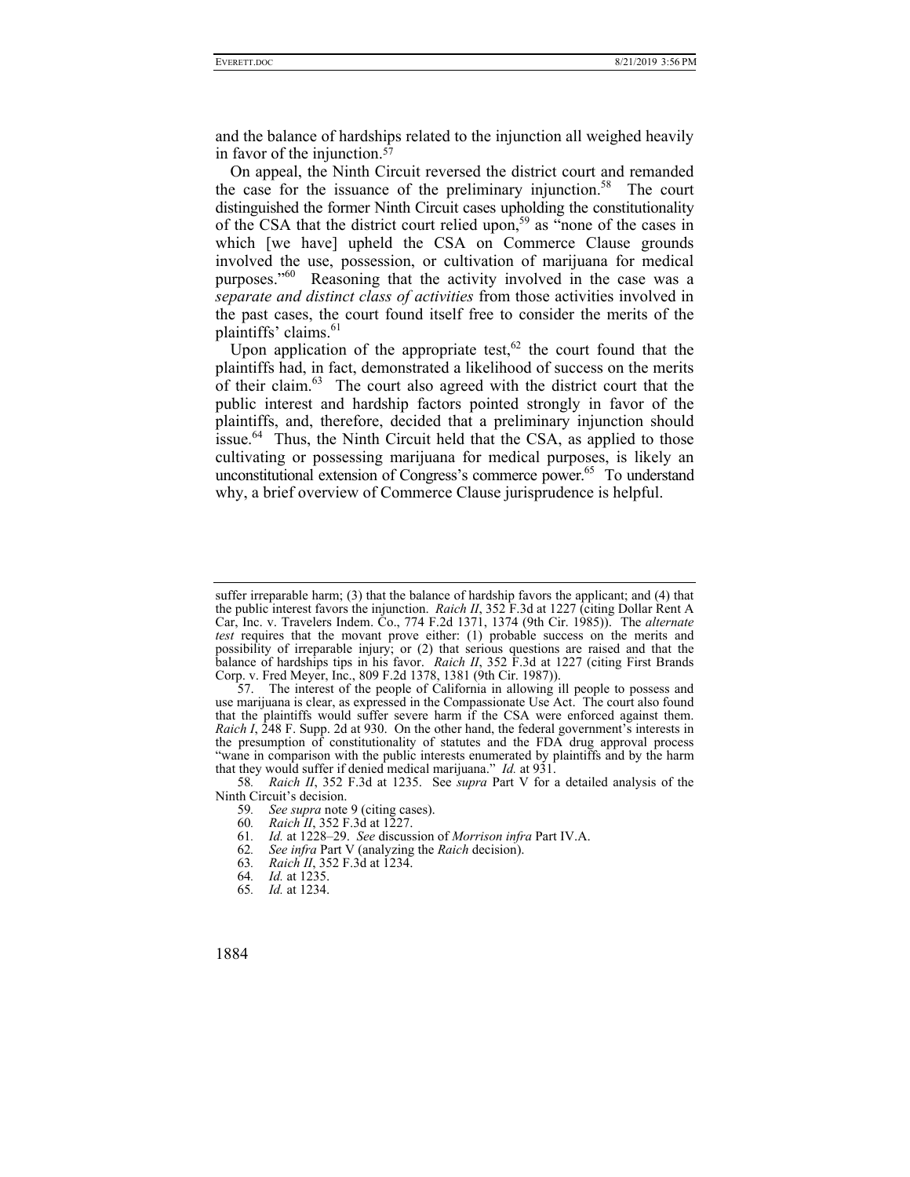and the balance of hardships related to the injunction all weighed heavily in favor of the injunction.[57]

On appeal, the Ninth Circuit reversed the district court and remanded the case for the issuance of the preliminary injunction.[58] The court distinguished the former Ninth Circuit cases upholding the constitutionality of the CSA that the district court relied upon,[59] as "none of the cases in which [we have] upheld the CSA on Commerce Clause grounds involved the use, possession, or cultivation of marijuana for medical purposes."[60] Reasoning that the activity involved in the case was a *separate and distinct class of activities* from those activities involved in the past cases, the court found itself free to consider the merits of the plaintiffs' claims.[61]

Upon application of the appropriate test,[62] the court found that the plaintiffs had, in fact, demonstrated a likelihood of success on the merits of their claim.[63] The court also agreed with the district court that the public interest and hardship factors pointed strongly in favor of the plaintiffs, and, therefore, decided that a preliminary injunction should issue.[64] Thus, the Ninth Circuit held that the CSA, as applied to those cultivating or possessing marijuana for medical purposes, is likely an unconstitutional extension of Congress's commerce power.[65] To understand why, a brief overview of Commerce Clause jurisprudence is helpful.

---

suffer irreparable harm; (3) that the balance of hardship favors the applicant; and (4) that the public interest favors the injunction. *Raich II*, 352 F.3d at 1227 (citing Dollar Rent A Car, Inc. v. Travelers Indem. Co., 774 F.2d 1371, 1374 (9th Cir. 1985)). The *alternate test* requires that the movant prove either: (1) probable success on the merits and possibility of irreparable injury; or (2) that serious questions are raised and that the balance of hardships tips in his favor. *Raich II*, 352 F.3d at 1227 (citing First Brands Corp. v. Fred Meyer, Inc., 809 F.2d 1378, 1381 (9th Cir. 1987)).

57. The interest of the people of California in allowing ill people to possess and use marijuana is clear, as expressed in the Compassionate Use Act. The court also found that the plaintiffs would suffer severe harm if the CSA were enforced against them. *Raich I*, 248 F. Supp. 2d at 930. On the other hand, the federal government's interests in the presumption of constitutionality of statutes and the FDA drug approval process "wane in comparison with the public interests enumerated by plaintiffs and by the harm that they would suffer if denied medical marijuana." *Id.* at 931.

58. *Raich II*, 352 F.3d at 1235. See *supra* Part V for a detailed analysis of the Ninth Circuit's decision.

59. *See supra* note 9 (citing cases).

60. *Raich II*, 352 F.3d at 1227.

61. *Id.* at 1228–29. *See* discussion of *Morrison infra* Part IV.A.

62. *See infra* Part V (analyzing the *Raich* decision).

63. *Raich II*, 352 F.3d at 1234.

64. *Id.* at 1235.

65. *Id.* at 1234.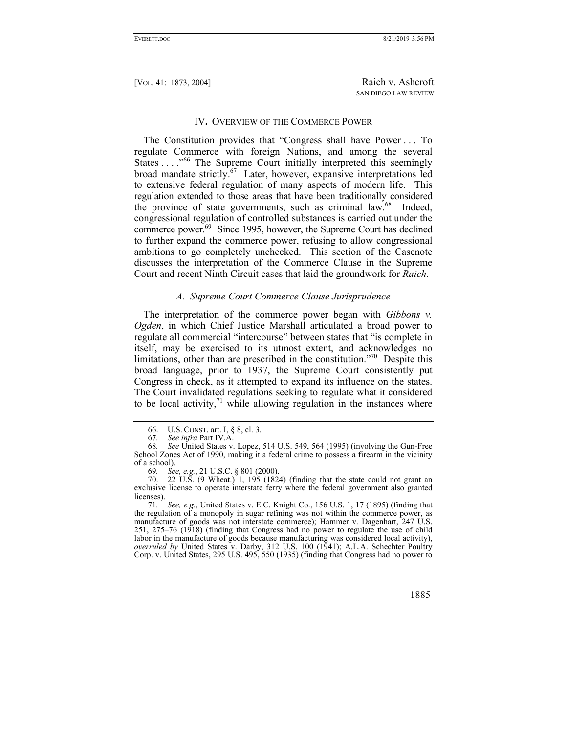## IV. OVERVIEW OF THE COMMERCE POWER

The Constitution provides that "Congress shall have Power . . . To regulate Commerce with foreign Nations, and among the several States . . . ."[66] The Supreme Court initially interpreted this seemingly broad mandate strictly.[67] Later, however, expansive interpretations led to extensive federal regulation of many aspects of modern life. This regulation extended to those areas that have been traditionally considered the province of state governments, such as criminal law.[68] Indeed, congressional regulation of controlled substances is carried out under the commerce power.[69] Since 1995, however, the Supreme Court has declined to further expand the commerce power, refusing to allow congressional ambitions to go completely unchecked. This section of the Casenote discusses the interpretation of the Commerce Clause in the Supreme Court and recent Ninth Circuit cases that laid the groundwork for *Raich*.

### *A. Supreme Court Commerce Clause Jurisprudence*

The interpretation of the commerce power began with *Gibbons v. Ogden*, in which Chief Justice Marshall articulated a broad power to regulate all commercial "intercourse" between states that "is complete in itself, may be exercised to its utmost extent, and acknowledges no limitations, other than are prescribed in the constitution."[70] Despite this broad language, prior to 1937, the Supreme Court consistently put Congress in check, as it attempted to expand its influence on the states. The Court invalidated regulations seeking to regulate what it considered to be local activity,[71] while allowing regulation in the instances where

---

66. U.S. CONST. art. I, § 8, cl. 3.

67. *See infra* Part IV.A.

68. *See* United States v. Lopez, 514 U.S. 549, 564 (1995) (involving the Gun-Free School Zones Act of 1990, making it a federal crime to possess a firearm in the vicinity of a school).

69. *See, e.g.*, 21 U.S.C. § 801 (2000).

70. 22 U.S. (9 Wheat.) 1, 195 (1824) (finding that the state could not grant an exclusive license to operate interstate ferry where the federal government also granted licenses).

71. *See, e.g.*, United States v. E.C. Knight Co., 156 U.S. 1, 17 (1895) (finding that the regulation of a monopoly in sugar refining was not within the commerce power, as manufacture of goods was not interstate commerce); Hammer v. Dagenhart, 247 U.S. 251, 275–76 (1918) (finding that Congress had no power to regulate the use of child labor in the manufacture of goods because manufacturing was considered local activity), *overruled by* United States v. Darby, 312 U.S. 100 (1941); A.L.A. Schechter Poultry Corp. v. United States, 295 U.S. 495, 550 (1935) (finding that Congress had no power to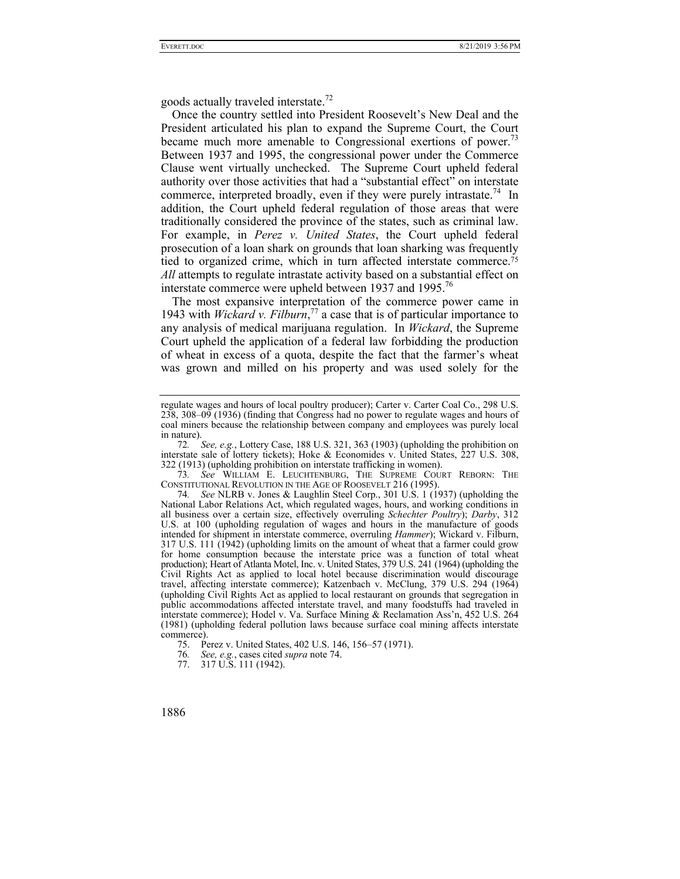goods actually traveled interstate.[72]

Once the country settled into President Roosevelt's New Deal and the President articulated his plan to expand the Supreme Court, the Court became much more amenable to Congressional exertions of power.[73] Between 1937 and 1995, the congressional power under the Commerce Clause went virtually unchecked. The Supreme Court upheld federal authority over those activities that had a "substantial effect" on interstate commerce, interpreted broadly, even if they were purely intrastate.[74] In addition, the Court upheld federal regulation of those areas that were traditionally considered the province of the states, such as criminal law. For example, in *Perez v. United States*, the Court upheld federal prosecution of a loan shark on grounds that loan sharking was frequently tied to organized crime, which in turn affected interstate commerce.[75] *All* attempts to regulate intrastate activity based on a substantial effect on interstate commerce were upheld between 1937 and 1995.[76]

The most expansive interpretation of the commerce power came in 1943 with *Wickard v. Filburn*,[77] a case that is of particular importance to any analysis of medical marijuana regulation. In *Wickard*, the Supreme Court upheld the application of a federal law forbidding the production of wheat in excess of a quota, despite the fact that the farmer's wheat was grown and milled on his property and was used solely for the

---

regulate wages and hours of local poultry producer); Carter v. Carter Coal Co., 298 U.S. 238, 308–09 (1936) (finding that Congress had no power to regulate wages and hours of coal miners because the relationship between company and employees was purely local in nature).

72. *See, e.g.*, Lottery Case, 188 U.S. 321, 363 (1903) (upholding the prohibition on interstate sale of lottery tickets); Hoke & Economides v. United States, 227 U.S. 308, 322 (1913) (upholding prohibition on interstate trafficking in women).

73. *See* WILLIAM E. LEUCHTENBURG, THE SUPREME COURT REBORN: THE CONSTITUTIONAL REVOLUTION IN THE AGE OF ROOSEVELT 216 (1995).

74. *See* NLRB v. Jones & Laughlin Steel Corp., 301 U.S. 1 (1937) (upholding the National Labor Relations Act, which regulated wages, hours, and working conditions in all business over a certain size, effectively overruling *Schechter Poultry*); *Darby*, 312 U.S. at 100 (upholding regulation of wages and hours in the manufacture of goods intended for shipment in interstate commerce, overruling *Hammer*); Wickard v. Filburn, 317 U.S. 111 (1942) (upholding limits on the amount of wheat that a farmer could grow for home consumption because the interstate price was a function of total wheat production); Heart of Atlanta Motel, Inc. v. United States, 379 U.S. 241 (1964) (upholding the Civil Rights Act as applied to local hotel because discrimination would discourage travel, affecting interstate commerce); Katzenbach v. McClung, 379 U.S. 294 (1964) (upholding Civil Rights Act as applied to local restaurant on grounds that segregation in public accommodations affected interstate travel, and many foodstuffs had traveled in interstate commerce); Hodel v. Va. Surface Mining & Reclamation Ass'n, 452 U.S. 264 (1981) (upholding federal pollution laws because surface coal mining affects interstate commerce).

75. Perez v. United States, 402 U.S. 146, 156–57 (1971).

76. *See, e.g.*, cases cited *supra* note 74.

77. 317 U.S. 111 (1942).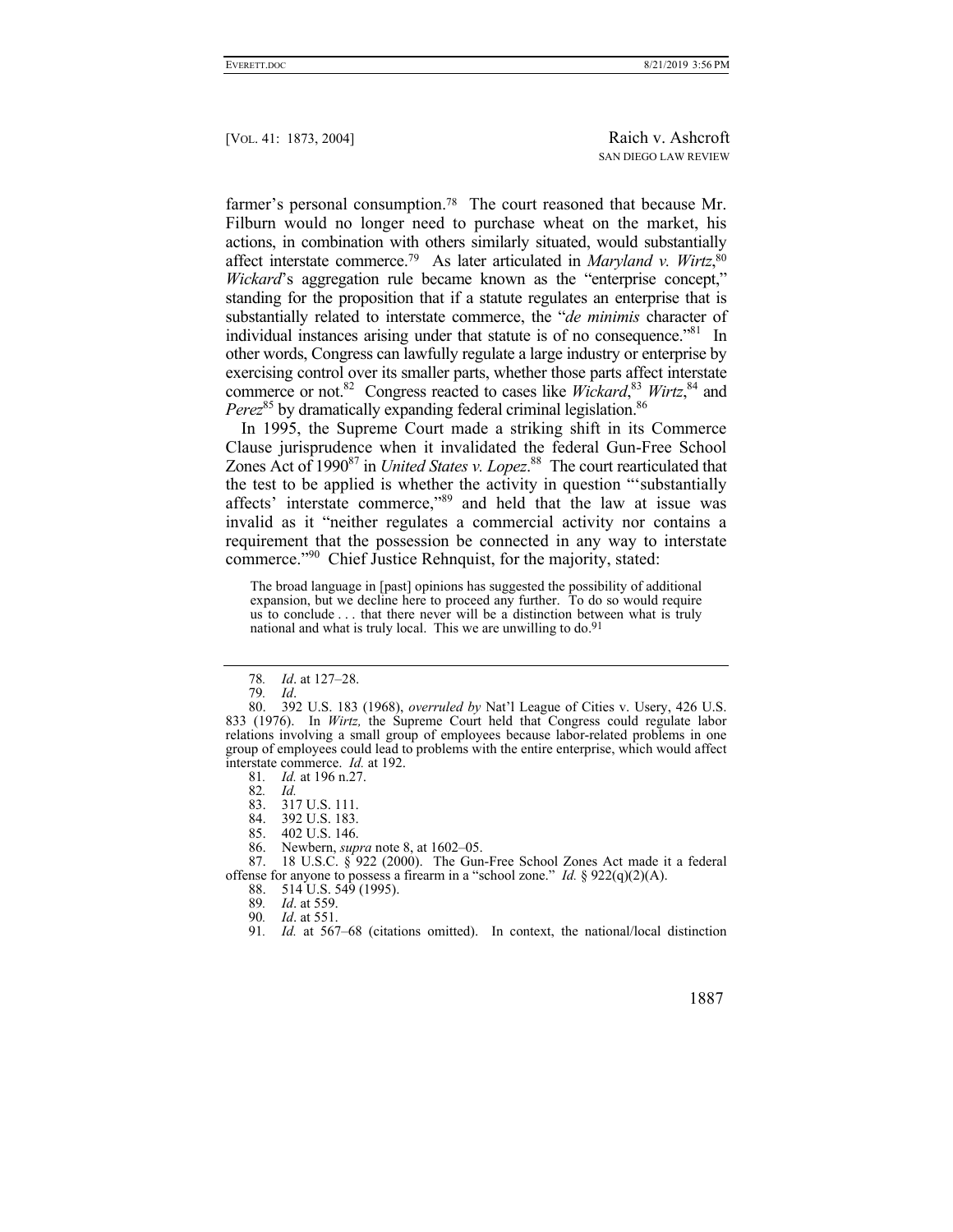farmer's personal consumption.[78] The court reasoned that because Mr. Filburn would no longer need to purchase wheat on the market, his actions, in combination with others similarly situated, would substantially affect interstate commerce.[79] As later articulated in *Maryland v. Wirtz*,[80] *Wickard*'s aggregation rule became known as the "enterprise concept," standing for the proposition that if a statute regulates an enterprise that is substantially related to interstate commerce, the "*de minimis* character of individual instances arising under that statute is of no consequence."[81] In other words, Congress can lawfully regulate a large industry or enterprise by exercising control over its smaller parts, whether those parts affect interstate commerce or not.[82] Congress reacted to cases like *Wickard*,[83] *Wirtz*,[84] and *Perez*[85] by dramatically expanding federal criminal legislation.[86]

In 1995, the Supreme Court made a striking shift in its Commerce Clause jurisprudence when it invalidated the federal Gun-Free School Zones Act of 1990[87] in *United States v. Lopez*.[88] The court rearticulated that the test to be applied is whether the activity in question "'substantially affects' interstate commerce,"[89] and held that the law at issue was invalid as it "neither regulates a commercial activity nor contains a requirement that the possession be connected in any way to interstate commerce."[90] Chief Justice Rehnquist, for the majority, stated:

> The broad language in [past] opinions has suggested the possibility of additional expansion, but we decline here to proceed any further. To do so would require us to conclude . . . that there never will be a distinction between what is truly national and what is truly local. This we are unwilling to do.[91]

---

78. *Id*. at 127–28.
79. *Id*.
80. 392 U.S. 183 (1968), *overruled by* Nat'l League of Cities v. Usery, 426 U.S. 833 (1976). In *Wirtz,* the Supreme Court held that Congress could regulate labor relations involving a small group of employees because labor-related problems in one group of employees could lead to problems with the entire enterprise, which would affect interstate commerce. *Id.* at 192.
81. *Id.* at 196 n.27.
82. *Id.*
83. 317 U.S. 111.
84. 392 U.S. 183.
85. 402 U.S. 146.
86. Newbern, *supra* note 8, at 1602–05.
87. 18 U.S.C. § 922 (2000). The Gun-Free School Zones Act made it a federal offense for anyone to possess a firearm in a "school zone." *Id.* § 922(q)(2)(A).
88. 514 U.S. 549 (1995).
89. *Id*. at 559.
90. *Id*. at 551.
91. *Id.* at 567–68 (citations omitted). In context, the national/local distinction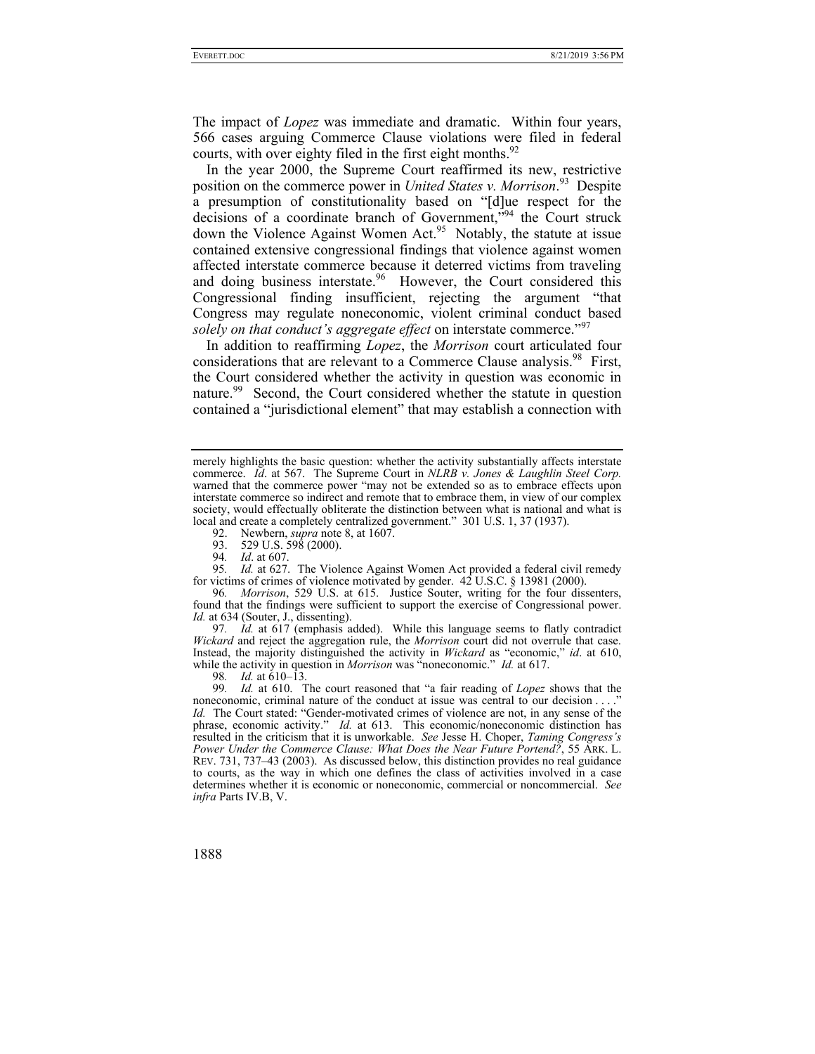The impact of *Lopez* was immediate and dramatic. Within four years, 566 cases arguing Commerce Clause violations were filed in federal courts, with over eighty filed in the first eight months.[92]

In the year 2000, the Supreme Court reaffirmed its new, restrictive position on the commerce power in *United States v. Morrison*.[93] Despite a presumption of constitutionality based on "[d]ue respect for the decisions of a coordinate branch of Government,"[94] the Court struck down the Violence Against Women Act.[95] Notably, the statute at issue contained extensive congressional findings that violence against women affected interstate commerce because it deterred victims from traveling and doing business interstate.[96] However, the Court considered this Congressional finding insufficient, rejecting the argument "that Congress may regulate noneconomic, violent criminal conduct based *solely on that conduct's aggregate effect* on interstate commerce."[97]

In addition to reaffirming *Lopez*, the *Morrison* court articulated four considerations that are relevant to a Commerce Clause analysis.[98] First, the Court considered whether the activity in question was economic in nature.[99] Second, the Court considered whether the statute in question contained a "jurisdictional element" that may establish a connection with

---

merely highlights the basic question: whether the activity substantially affects interstate commerce. *Id*. at 567. The Supreme Court in *NLRB v. Jones & Laughlin Steel Corp.* warned that the commerce power "may not be extended so as to embrace effects upon interstate commerce so indirect and remote that to embrace them, in view of our complex society, would effectually obliterate the distinction between what is national and what is local and create a completely centralized government." 301 U.S. 1, 37 (1937).

92. Newbern, *supra* note 8, at 1607.

93. 529 U.S. 598 (2000).

94. *Id*. at 607.

95. *Id.* at 627. The Violence Against Women Act provided a federal civil remedy for victims of crimes of violence motivated by gender. 42 U.S.C. § 13981 (2000).

96. *Morrison*, 529 U.S. at 615. Justice Souter, writing for the four dissenters, found that the findings were sufficient to support the exercise of Congressional power. *Id.* at 634 (Souter, J., dissenting).

97. *Id.* at 617 (emphasis added). While this language seems to flatly contradict *Wickard* and reject the aggregation rule, the *Morrison* court did not overrule that case. Instead, the majority distinguished the activity in *Wickard* as "economic," *id*. at 610, while the activity in question in *Morrison* was "noneconomic." *Id.* at 617.

98. *Id.* at 610–13.

99. *Id.* at 610. The court reasoned that "a fair reading of *Lopez* shows that the noneconomic, criminal nature of the conduct at issue was central to our decision . . . ." *Id.* The Court stated: "Gender-motivated crimes of violence are not, in any sense of the phrase, economic activity." *Id.* at 613. This economic/noneconomic distinction has resulted in the criticism that it is unworkable. *See* Jesse H. Choper, *Taming Congress's Power Under the Commerce Clause: What Does the Near Future Portend?*, 55 ARK. L. REV. 731, 737–43 (2003). As discussed below, this distinction provides no real guidance to courts, as the way in which one defines the class of activities involved in a case determines whether it is economic or noneconomic, commercial or noncommercial. *See infra* Parts IV.B, V.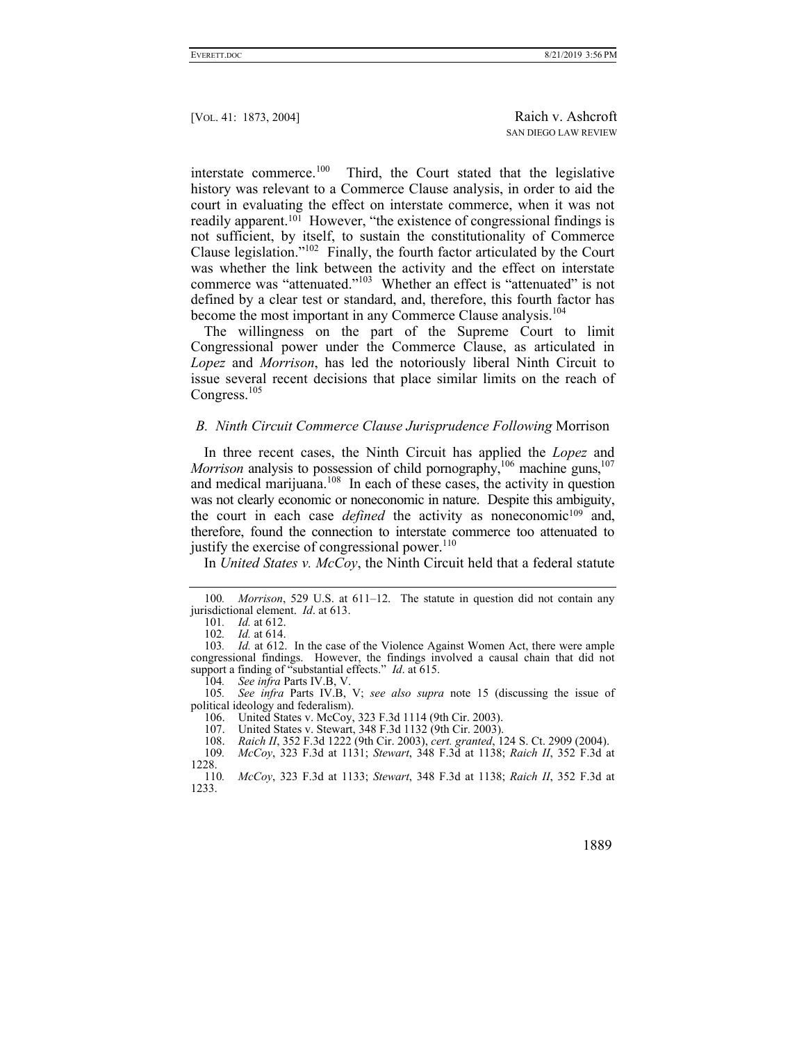interstate commerce.[100] Third, the Court stated that the legislative history was relevant to a Commerce Clause analysis, in order to aid the court in evaluating the effect on interstate commerce, when it was not readily apparent.[101] However, "the existence of congressional findings is not sufficient, by itself, to sustain the constitutionality of Commerce Clause legislation."[102] Finally, the fourth factor articulated by the Court was whether the link between the activity and the effect on interstate commerce was "attenuated."[103] Whether an effect is "attenuated" is not defined by a clear test or standard, and, therefore, this fourth factor has become the most important in any Commerce Clause analysis.[104]

The willingness on the part of the Supreme Court to limit Congressional power under the Commerce Clause, as articulated in *Lopez* and *Morrison*, has led the notoriously liberal Ninth Circuit to issue several recent decisions that place similar limits on the reach of Congress.[105]

### *B. Ninth Circuit Commerce Clause Jurisprudence Following* Morrison

In three recent cases, the Ninth Circuit has applied the *Lopez* and *Morrison* analysis to possession of child pornography,[106] machine guns,[107] and medical marijuana.[108] In each of these cases, the activity in question was not clearly economic or noneconomic in nature. Despite this ambiguity, the court in each case *defined* the activity as noneconomic[109] and, therefore, found the connection to interstate commerce too attenuated to justify the exercise of congressional power.[110]

In *United States v. McCoy*, the Ninth Circuit held that a federal statute

---

100. *Morrison*, 529 U.S. at 611–12. The statute in question did not contain any jurisdictional element. *Id*. at 613.

101. *Id.* at 612.

102. *Id.* at 614.

103. *Id.* at 612. In the case of the Violence Against Women Act, there were ample congressional findings. However, the findings involved a causal chain that did not support a finding of "substantial effects." *Id*. at 615.

104. *See infra* Parts IV.B, V.

105. *See infra* Parts IV.B, V; *see also supra* note 15 (discussing the issue of political ideology and federalism).

106. United States v. McCoy, 323 F.3d 1114 (9th Cir. 2003).

107. United States v. Stewart, 348 F.3d 1132 (9th Cir. 2003).

108. *Raich II*, 352 F.3d 1222 (9th Cir. 2003), *cert. granted*, 124 S. Ct. 2909 (2004).

109. *McCoy*, 323 F.3d at 1131; *Stewart*, 348 F.3d at 1138; *Raich II*, 352 F.3d at 1228.

110. *McCoy*, 323 F.3d at 1133; *Stewart*, 348 F.3d at 1138; *Raich II*, 352 F.3d at 1233.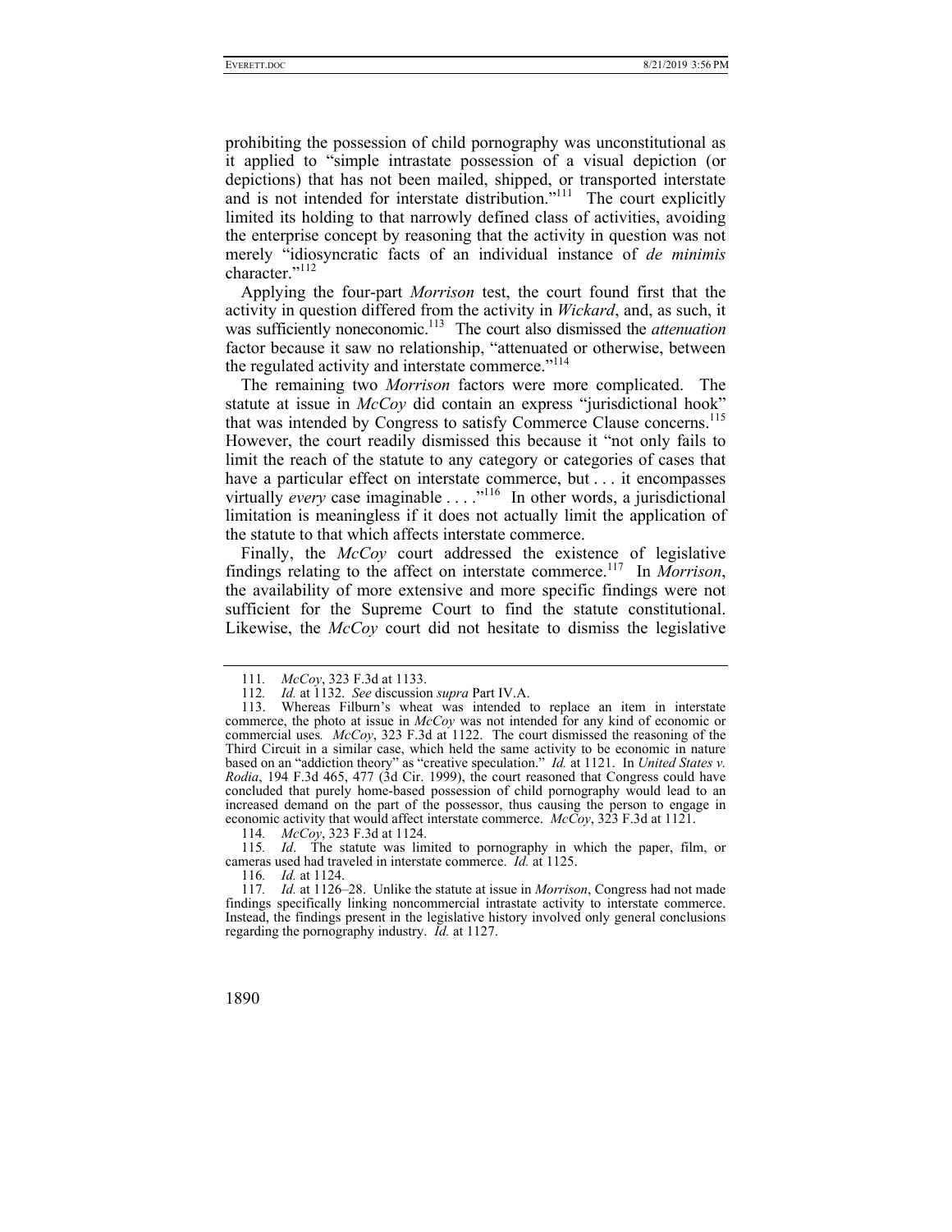prohibiting the possession of child pornography was unconstitutional as it applied to "simple intrastate possession of a visual depiction (or depictions) that has not been mailed, shipped, or transported interstate and is not intended for interstate distribution."[111] The court explicitly limited its holding to that narrowly defined class of activities, avoiding the enterprise concept by reasoning that the activity in question was not merely "idiosyncratic facts of an individual instance of *de minimis* character."[112]

Applying the four-part *Morrison* test, the court found first that the activity in question differed from the activity in *Wickard*, and, as such, it was sufficiently noneconomic.[113] The court also dismissed the *attenuation* factor because it saw no relationship, "attenuated or otherwise, between the regulated activity and interstate commerce."[114]

The remaining two *Morrison* factors were more complicated. The statute at issue in *McCoy* did contain an express "jurisdictional hook" that was intended by Congress to satisfy Commerce Clause concerns.[115] However, the court readily dismissed this because it "not only fails to limit the reach of the statute to any category or categories of cases that have a particular effect on interstate commerce, but . . . it encompasses virtually *every* case imaginable . . . ."[116] In other words, a jurisdictional limitation is meaningless if it does not actually limit the application of the statute to that which affects interstate commerce.

Finally, the *McCoy* court addressed the existence of legislative findings relating to the affect on interstate commerce.[117] In *Morrison*, the availability of more extensive and more specific findings were not sufficient for the Supreme Court to find the statute constitutional. Likewise, the *McCoy* court did not hesitate to dismiss the legislative

---

111. *McCoy*, 323 F.3d at 1133.

112. *Id.* at 1132. *See* discussion *supra* Part IV.A.

113. Whereas Filburn's wheat was intended to replace an item in interstate commerce, the photo at issue in *McCoy* was not intended for any kind of economic or commercial uses. *McCoy*, 323 F.3d at 1122. The court dismissed the reasoning of the Third Circuit in a similar case, which held the same activity to be economic in nature based on an "addiction theory" as "creative speculation." *Id.* at 1121. In *United States v. Rodia*, 194 F.3d 465, 477 (3d Cir. 1999), the court reasoned that Congress could have concluded that purely home-based possession of child pornography would lead to an increased demand on the part of the possessor, thus causing the person to engage in economic activity that would affect interstate commerce. *McCoy*, 323 F.3d at 1121.

114. *McCoy*, 323 F.3d at 1124.

115. *Id*. The statute was limited to pornography in which the paper, film, or cameras used had traveled in interstate commerce. *Id.* at 1125.

116. *Id.* at 1124.

117. *Id.* at 1126–28. Unlike the statute at issue in *Morrison*, Congress had not made findings specifically linking noncommercial intrastate activity to interstate commerce. Instead, the findings present in the legislative history involved only general conclusions regarding the pornography industry. *Id.* at 1127.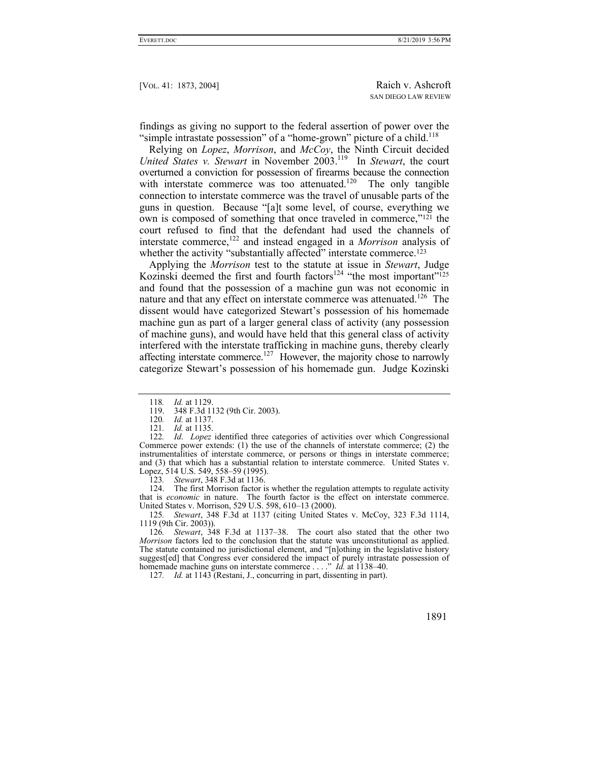findings as giving no support to the federal assertion of power over the "simple intrastate possession" of a "home-grown" picture of a child.[118]

Relying on *Lopez*, *Morrison*, and *McCoy*, the Ninth Circuit decided *United States v. Stewart* in November 2003.[119] In *Stewart*, the court overturned a conviction for possession of firearms because the connection with interstate commerce was too attenuated.[120] The only tangible connection to interstate commerce was the travel of unusable parts of the guns in question. Because "[a]t some level, of course, everything we own is composed of something that once traveled in commerce,"[121] the court refused to find that the defendant had used the channels of interstate commerce,[122] and instead engaged in a *Morrison* analysis of whether the activity "substantially affected" interstate commerce.[123]

Applying the *Morrison* test to the statute at issue in *Stewart*, Judge Kozinski deemed the first and fourth factors[124] "the most important"[125] and found that the possession of a machine gun was not economic in nature and that any effect on interstate commerce was attenuated.[126] The dissent would have categorized Stewart's possession of his homemade machine gun as part of a larger general class of activity (any possession of machine guns), and would have held that this general class of activity interfered with the interstate trafficking in machine guns, thereby clearly affecting interstate commerce.[127] However, the majority chose to narrowly categorize Stewart's possession of his homemade gun. Judge Kozinski

---

118. *Id.* at 1129.

119. 348 F.3d 1132 (9th Cir. 2003).

120. *Id.* at 1137.

121. *Id.* at 1135.

122. *Id*. *Lopez* identified three categories of activities over which Congressional Commerce power extends: (1) the use of the channels of interstate commerce; (2) the instrumentalities of interstate commerce, or persons or things in interstate commerce; and (3) that which has a substantial relation to interstate commerce. United States v. Lopez, 514 U.S. 549, 558–59 (1995).

123. *Stewart*, 348 F.3d at 1136.

124. The first Morrison factor is whether the regulation attempts to regulate activity that is *economic* in nature. The fourth factor is the effect on interstate commerce. United States v. Morrison, 529 U.S. 598, 610–13 (2000).

125. *Stewart*, 348 F.3d at 1137 (citing United States v. McCoy, 323 F.3d 1114, 1119 (9th Cir. 2003)).

126. *Stewart*, 348 F.3d at 1137–38. The court also stated that the other two *Morrison* factors led to the conclusion that the statute was unconstitutional as applied. The statute contained no jurisdictional element, and "[n]othing in the legislative history suggest[ed] that Congress ever considered the impact of purely intrastate possession of homemade machine guns on interstate commerce . . . ." *Id.* at 1138–40.

127. *Id.* at 1143 (Restani, J., concurring in part, dissenting in part).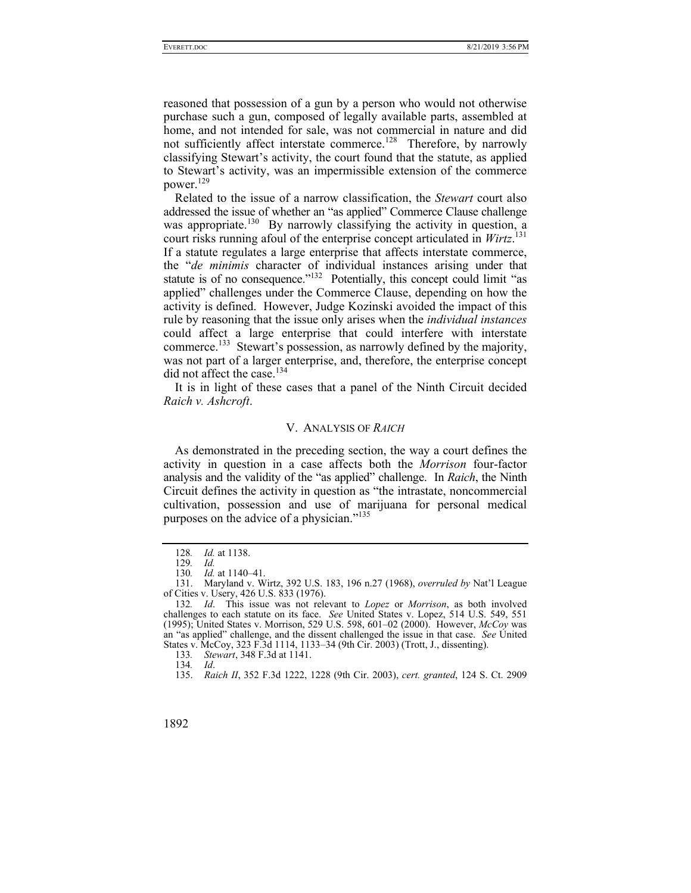reasoned that possession of a gun by a person who would not otherwise purchase such a gun, composed of legally available parts, assembled at home, and not intended for sale, was not commercial in nature and did not sufficiently affect interstate commerce.[128] Therefore, by narrowly classifying Stewart's activity, the court found that the statute, as applied to Stewart's activity, was an impermissible extension of the commerce power.[129]

Related to the issue of a narrow classification, the *Stewart* court also addressed the issue of whether an "as applied" Commerce Clause challenge was appropriate.[130] By narrowly classifying the activity in question, a court risks running afoul of the enterprise concept articulated in *Wirtz*.[131] If a statute regulates a large enterprise that affects interstate commerce, the "*de minimis* character of individual instances arising under that statute is of no consequence."[132] Potentially, this concept could limit "as applied" challenges under the Commerce Clause, depending on how the activity is defined. However, Judge Kozinski avoided the impact of this rule by reasoning that the issue only arises when the *individual instances* could affect a large enterprise that could interfere with interstate commerce.[133] Stewart's possession, as narrowly defined by the majority, was not part of a larger enterprise, and, therefore, the enterprise concept did not affect the case.[134]

It is in light of these cases that a panel of the Ninth Circuit decided *Raich v. Ashcroft*.

## V. ANALYSIS OF *RAICH*

As demonstrated in the preceding section, the way a court defines the activity in question in a case affects both the *Morrison* four-factor analysis and the validity of the "as applied" challenge. In *Raich*, the Ninth Circuit defines the activity in question as "the intrastate, noncommercial cultivation, possession and use of marijuana for personal medical purposes on the advice of a physician."[135]

---

128. *Id.* at 1138.

129. *Id.*

130. *Id.* at 1140–41.

131. Maryland v. Wirtz, 392 U.S. 183, 196 n.27 (1968), *overruled by* Nat'l League of Cities v. Usery, 426 U.S. 833 (1976).

132. *Id*. This issue was not relevant to *Lopez* or *Morrison*, as both involved challenges to each statute on its face. *See* United States v. Lopez, 514 U.S. 549, 551 (1995); United States v. Morrison, 529 U.S. 598, 601–02 (2000). However, *McCoy* was an "as applied" challenge, and the dissent challenged the issue in that case. *See* United States v. McCoy, 323 F.3d 1114, 1133–34 (9th Cir. 2003) (Trott, J., dissenting).

133. *Stewart*, 348 F.3d at 1141.

134. *Id*.

135. *Raich II*, 352 F.3d 1222, 1228 (9th Cir. 2003), *cert. granted*, 124 S. Ct. 2909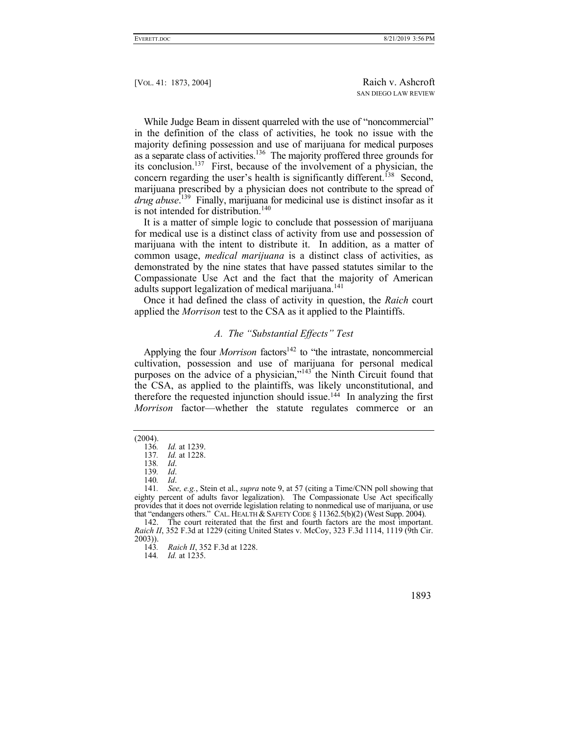While Judge Beam in dissent quarreled with the use of "noncommercial" in the definition of the class of activities, he took no issue with the majority defining possession and use of marijuana for medical purposes as a separate class of activities.[136] The majority proffered three grounds for its conclusion.[137] First, because of the involvement of a physician, the concern regarding the user's health is significantly different.[138] Second, marijuana prescribed by a physician does not contribute to the spread of *drug abuse*.[139] Finally, marijuana for medicinal use is distinct insofar as it is not intended for distribution.[140]

It is a matter of simple logic to conclude that possession of marijuana for medical use is a distinct class of activity from use and possession of marijuana with the intent to distribute it. In addition, as a matter of common usage, *medical marijuana* is a distinct class of activities, as demonstrated by the nine states that have passed statutes similar to the Compassionate Use Act and the fact that the majority of American adults support legalization of medical marijuana.[141]

Once it had defined the class of activity in question, the *Raich* court applied the *Morrison* test to the CSA as it applied to the Plaintiffs.

### *A. The "Substantial Effects" Test*

Applying the four *Morrison* factors[142] to "the intrastate, noncommercial cultivation, possession and use of marijuana for personal medical purposes on the advice of a physician,"[143] the Ninth Circuit found that the CSA, as applied to the plaintiffs, was likely unconstitutional, and therefore the requested injunction should issue.[144] In analyzing the first *Morrison* factor—whether the statute regulates commerce or an

---

(2004).

136. *Id.* at 1239.

137. *Id.* at 1228.

138. *Id*.

139. *Id*.

140. *Id*.

141. *See, e.g.*, Stein et al., *supra* note 9, at 57 (citing a Time/CNN poll showing that eighty percent of adults favor legalization). The Compassionate Use Act specifically provides that it does not override legislation relating to nonmedical use of marijuana, or use that "endangers others." CAL. HEALTH & SAFETY CODE § 11362.5(b)(2) (West Supp. 2004).

142. The court reiterated that the first and fourth factors are the most important. *Raich II*, 352 F.3d at 1229 (citing United States v. McCoy, 323 F.3d 1114, 1119 (9th Cir. 2003)).

143. *Raich II*, 352 F.3d at 1228.

144. *Id.* at 1235.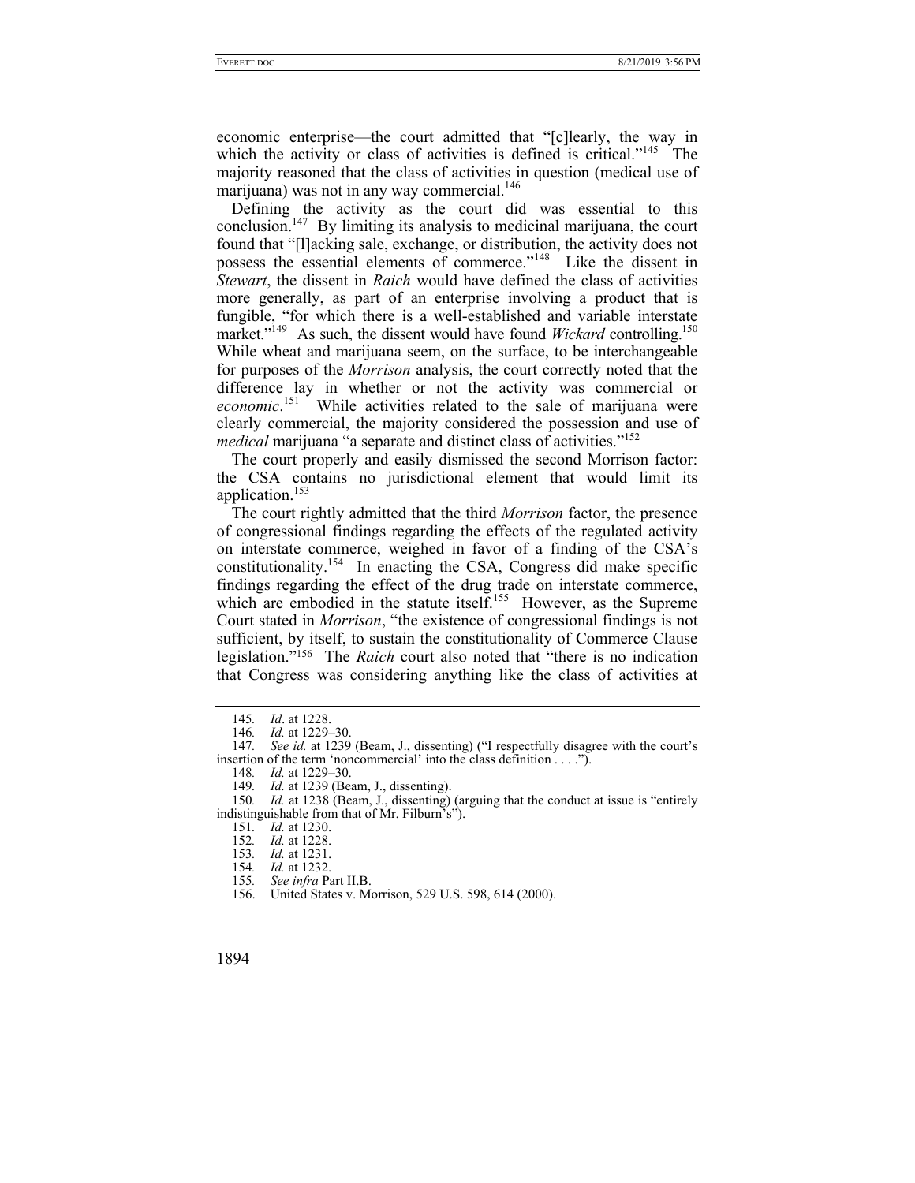economic enterprise—the court admitted that "[c]learly, the way in which the activity or class of activities is defined is critical."[145] The majority reasoned that the class of activities in question (medical use of marijuana) was not in any way commercial.[146]

Defining the activity as the court did was essential to this conclusion.[147] By limiting its analysis to medicinal marijuana, the court found that "[l]acking sale, exchange, or distribution, the activity does not possess the essential elements of commerce."[148] Like the dissent in *Stewart*, the dissent in *Raich* would have defined the class of activities more generally, as part of an enterprise involving a product that is fungible, "for which there is a well-established and variable interstate market."[149] As such, the dissent would have found *Wickard* controlling.[150] While wheat and marijuana seem, on the surface, to be interchangeable for purposes of the *Morrison* analysis, the court correctly noted that the difference lay in whether or not the activity was commercial or *economic*.[151] While activities related to the sale of marijuana were clearly commercial, the majority considered the possession and use of *medical* marijuana "a separate and distinct class of activities."[152]

The court properly and easily dismissed the second Morrison factor: the CSA contains no jurisdictional element that would limit its application.[153]

The court rightly admitted that the third *Morrison* factor, the presence of congressional findings regarding the effects of the regulated activity on interstate commerce, weighed in favor of a finding of the CSA's constitutionality.[154] In enacting the CSA, Congress did make specific findings regarding the effect of the drug trade on interstate commerce, which are embodied in the statute itself.[155] However, as the Supreme Court stated in *Morrison*, "the existence of congressional findings is not sufficient, by itself, to sustain the constitutionality of Commerce Clause legislation."[156] The *Raich* court also noted that "there is no indication that Congress was considering anything like the class of activities at

---

145. *Id*. at 1228.

146. *Id.* at 1229–30.

147. *See id.* at 1239 (Beam, J., dissenting) ("I respectfully disagree with the court's insertion of the term 'noncommercial' into the class definition . . . .").

148. *Id.* at 1229–30.

149. *Id.* at 1239 (Beam, J., dissenting).

150. *Id.* at 1238 (Beam, J., dissenting) (arguing that the conduct at issue is "entirely indistinguishable from that of Mr. Filburn's").

151. *Id.* at 1230.

152. *Id.* at 1228.

153. *Id.* at 1231.

154. *Id.* at 1232.

155. *See infra* Part II.B.

156. United States v. Morrison, 529 U.S. 598, 614 (2000).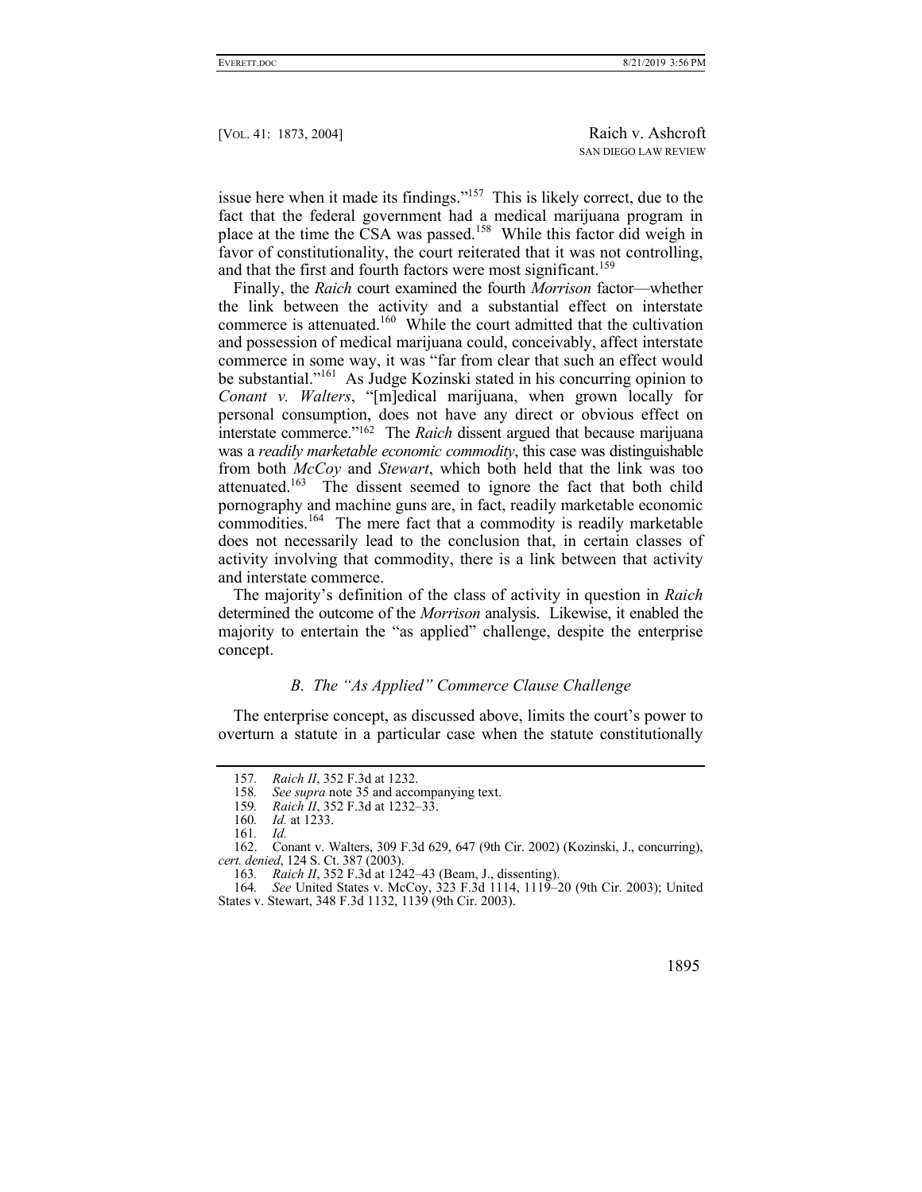issue here when it made its findings."[157] This is likely correct, due to the fact that the federal government had a medical marijuana program in place at the time the CSA was passed.[158] While this factor did weigh in favor of constitutionality, the court reiterated that it was not controlling, and that the first and fourth factors were most significant.[159]

Finally, the *Raich* court examined the fourth *Morrison* factor—whether the link between the activity and a substantial effect on interstate commerce is attenuated.[160] While the court admitted that the cultivation and possession of medical marijuana could, conceivably, affect interstate commerce in some way, it was "far from clear that such an effect would be substantial."[161] As Judge Kozinski stated in his concurring opinion to *Conant v. Walters*, "[m]edical marijuana, when grown locally for personal consumption, does not have any direct or obvious effect on interstate commerce."[162] The *Raich* dissent argued that because marijuana was a *readily marketable economic commodity*, this case was distinguishable from both *McCoy* and *Stewart*, which both held that the link was too attenuated.[163] The dissent seemed to ignore the fact that both child pornography and machine guns are, in fact, readily marketable economic commodities.[164] The mere fact that a commodity is readily marketable does not necessarily lead to the conclusion that, in certain classes of activity involving that commodity, there is a link between that activity and interstate commerce.

The majority's definition of the class of activity in question in *Raich* determined the outcome of the *Morrison* analysis. Likewise, it enabled the majority to entertain the "as applied" challenge, despite the enterprise concept.

### *B. The "As Applied" Commerce Clause Challenge*

The enterprise concept, as discussed above, limits the court's power to overturn a statute in a particular case when the statute constitutionally

---

157. *Raich II*, 352 F.3d at 1232.

158. *See supra* note 35 and accompanying text.

159. *Raich II*, 352 F.3d at 1232–33.

160. *Id.* at 1233.

161. *Id.*

162. Conant v. Walters, 309 F.3d 629, 647 (9th Cir. 2002) (Kozinski, J., concurring), *cert. denied*, 124 S. Ct. 387 (2003).

163. *Raich II*, 352 F.3d at 1242–43 (Beam, J., dissenting).

164. *See* United States v. McCoy, 323 F.3d 1114, 1119–20 (9th Cir. 2003); United States v. Stewart, 348 F.3d 1132, 1139 (9th Cir. 2003).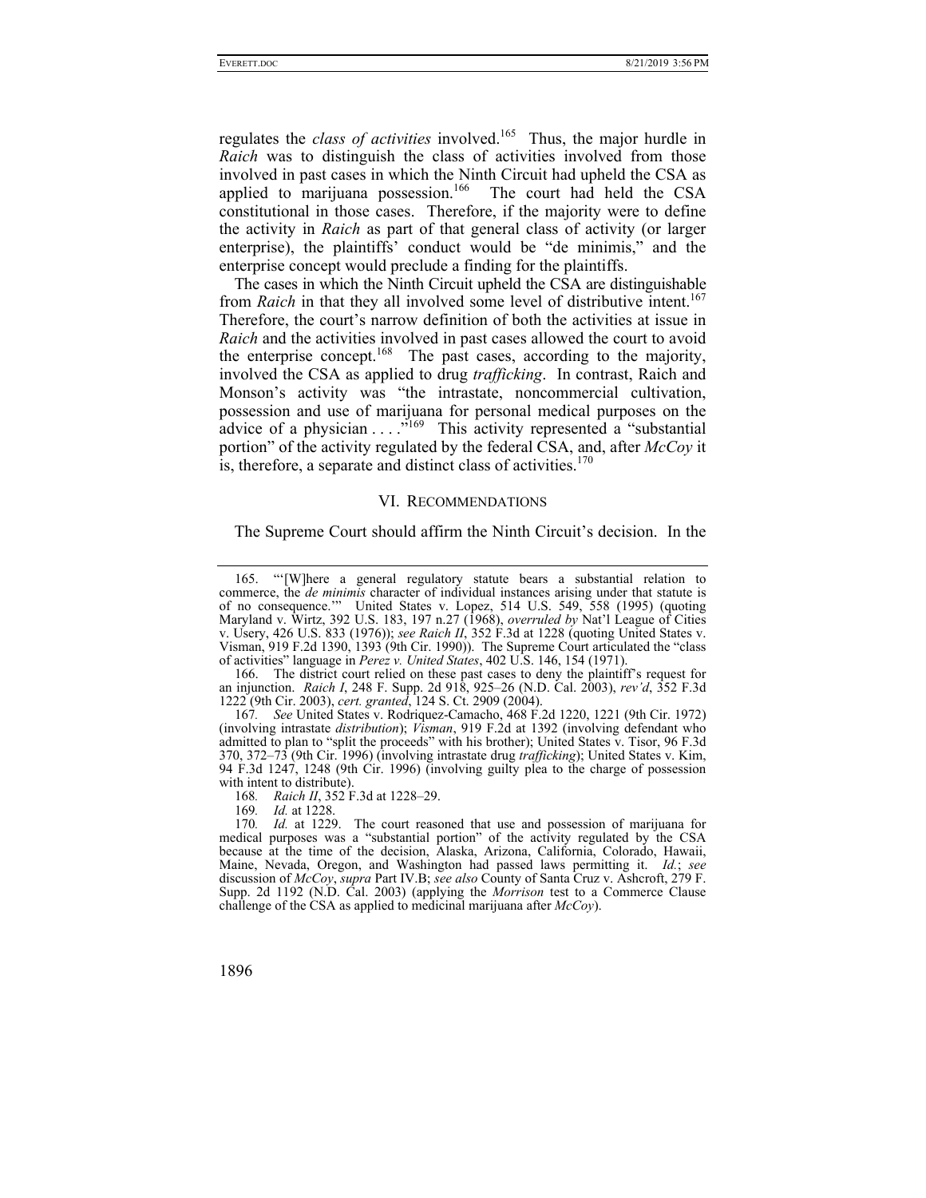regulates the *class of activities* involved.[165] Thus, the major hurdle in *Raich* was to distinguish the class of activities involved from those involved in past cases in which the Ninth Circuit had upheld the CSA as applied to marijuana possession.[166] The court had held the CSA constitutional in those cases. Therefore, if the majority were to define the activity in *Raich* as part of that general class of activity (or larger enterprise), the plaintiffs' conduct would be "de minimis," and the enterprise concept would preclude a finding for the plaintiffs.

The cases in which the Ninth Circuit upheld the CSA are distinguishable from *Raich* in that they all involved some level of distributive intent.[167] Therefore, the court's narrow definition of both the activities at issue in *Raich* and the activities involved in past cases allowed the court to avoid the enterprise concept.[168] The past cases, according to the majority, involved the CSA as applied to drug *trafficking*. In contrast, Raich and Monson's activity was "the intrastate, noncommercial cultivation, possession and use of marijuana for personal medical purposes on the advice of a physician . . . ."[169] This activity represented a "substantial portion" of the activity regulated by the federal CSA, and, after *McCoy* it is, therefore, a separate and distinct class of activities.[170]

## VI. RECOMMENDATIONS

The Supreme Court should affirm the Ninth Circuit's decision. In the

---

165. "'[W]here a general regulatory statute bears a substantial relation to commerce, the *de minimis* character of individual instances arising under that statute is of no consequence.'" United States v. Lopez, 514 U.S. 549, 558 (1995) (quoting Maryland v. Wirtz, 392 U.S. 183, 197 n.27 (1968), *overruled by* Nat'l League of Cities v. Usery, 426 U.S. 833 (1976)); *see Raich II*, 352 F.3d at 1228 (quoting United States v. Visman, 919 F.2d 1390, 1393 (9th Cir. 1990)). The Supreme Court articulated the "class of activities" language in *Perez v. United States*, 402 U.S. 146, 154 (1971).

166. The district court relied on these past cases to deny the plaintiff's request for an injunction. *Raich I*, 248 F. Supp. 2d 918, 925–26 (N.D. Cal. 2003), *rev'd*, 352 F.3d 1222 (9th Cir. 2003), *cert. granted*, 124 S. Ct. 2909 (2004).

167. *See* United States v. Rodriquez-Camacho, 468 F.2d 1220, 1221 (9th Cir. 1972) (involving intrastate *distribution*); *Visman*, 919 F.2d at 1392 (involving defendant who admitted to plan to "split the proceeds" with his brother); United States v. Tisor, 96 F.3d 370, 372–73 (9th Cir. 1996) (involving intrastate drug *trafficking*); United States v. Kim, 94 F.3d 1247, 1248 (9th Cir. 1996) (involving guilty plea to the charge of possession with intent to distribute).

168. *Raich II*, 352 F.3d at 1228–29.

169. *Id.* at 1228.

170. *Id.* at 1229. The court reasoned that use and possession of marijuana for medical purposes was a "substantial portion" of the activity regulated by the CSA because at the time of the decision, Alaska, Arizona, California, Colorado, Hawaii, Maine, Nevada, Oregon, and Washington had passed laws permitting it. *Id.*; *see* discussion of *McCoy*, *supra* Part IV.B; *see also* County of Santa Cruz v. Ashcroft, 279 F. Supp. 2d 1192 (N.D. Cal. 2003) (applying the *Morrison* test to a Commerce Clause challenge of the CSA as applied to medicinal marijuana after *McCoy*).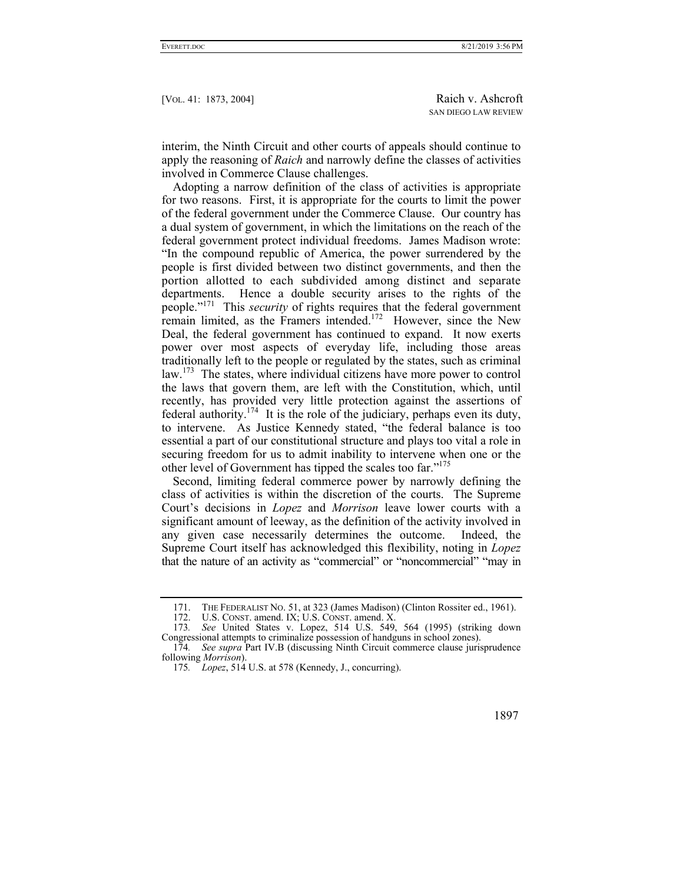interim, the Ninth Circuit and other courts of appeals should continue to apply the reasoning of *Raich* and narrowly define the classes of activities involved in Commerce Clause challenges.

Adopting a narrow definition of the class of activities is appropriate for two reasons. First, it is appropriate for the courts to limit the power of the federal government under the Commerce Clause. Our country has a dual system of government, in which the limitations on the reach of the federal government protect individual freedoms. James Madison wrote: "In the compound republic of America, the power surrendered by the people is first divided between two distinct governments, and then the portion allotted to each subdivided among distinct and separate departments. Hence a double security arises to the rights of the people."[171] This *security* of rights requires that the federal government remain limited, as the Framers intended.[172] However, since the New Deal, the federal government has continued to expand. It now exerts power over most aspects of everyday life, including those areas traditionally left to the people or regulated by the states, such as criminal law.[173] The states, where individual citizens have more power to control the laws that govern them, are left with the Constitution, which, until recently, has provided very little protection against the assertions of federal authority.[174] It is the role of the judiciary, perhaps even its duty, to intervene. As Justice Kennedy stated, "the federal balance is too essential a part of our constitutional structure and plays too vital a role in securing freedom for us to admit inability to intervene when one or the other level of Government has tipped the scales too far."[175]

Second, limiting federal commerce power by narrowly defining the class of activities is within the discretion of the courts. The Supreme Court's decisions in *Lopez* and *Morrison* leave lower courts with a significant amount of leeway, as the definition of the activity involved in any given case necessarily determines the outcome. Indeed, the Supreme Court itself has acknowledged this flexibility, noting in *Lopez* that the nature of an activity as "commercial" or "noncommercial" "may in

---

171. THE FEDERALIST NO. 51, at 323 (James Madison) (Clinton Rossiter ed., 1961).

172. U.S. CONST. amend. IX; U.S. CONST. amend. X.

173. *See* United States v. Lopez, 514 U.S. 549, 564 (1995) (striking down Congressional attempts to criminalize possession of handguns in school zones).

174. *See supra* Part IV.B (discussing Ninth Circuit commerce clause jurisprudence following *Morrison*).

175. *Lopez*, 514 U.S. at 578 (Kennedy, J., concurring).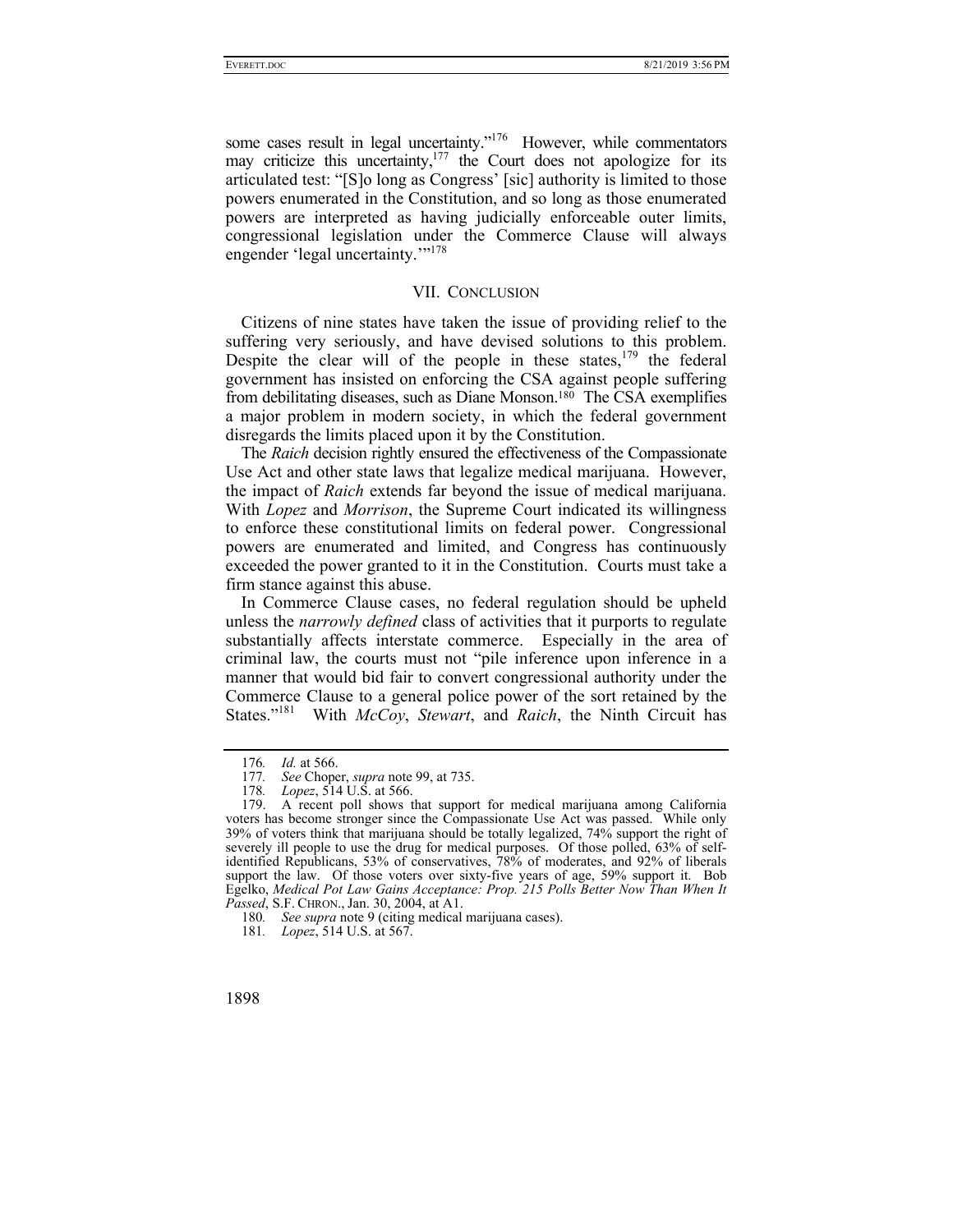some cases result in legal uncertainty."[176] However, while commentators may criticize this uncertainty,[177] the Court does not apologize for its articulated test: "[S]o long as Congress' [sic] authority is limited to those powers enumerated in the Constitution, and so long as those enumerated powers are interpreted as having judicially enforceable outer limits, congressional legislation under the Commerce Clause will always engender 'legal uncertainty.'"[178]

## VII. CONCLUSION

Citizens of nine states have taken the issue of providing relief to the suffering very seriously, and have devised solutions to this problem. Despite the clear will of the people in these states,[179] the federal government has insisted on enforcing the CSA against people suffering from debilitating diseases, such as Diane Monson.[180] The CSA exemplifies a major problem in modern society, in which the federal government disregards the limits placed upon it by the Constitution.

The *Raich* decision rightly ensured the effectiveness of the Compassionate Use Act and other state laws that legalize medical marijuana. However, the impact of *Raich* extends far beyond the issue of medical marijuana. With *Lopez* and *Morrison*, the Supreme Court indicated its willingness to enforce these constitutional limits on federal power. Congressional powers are enumerated and limited, and Congress has continuously exceeded the power granted to it in the Constitution. Courts must take a firm stance against this abuse.

In Commerce Clause cases, no federal regulation should be upheld unless the *narrowly defined* class of activities that it purports to regulate substantially affects interstate commerce. Especially in the area of criminal law, the courts must not "pile inference upon inference in a manner that would bid fair to convert congressional authority under the Commerce Clause to a general police power of the sort retained by the States."[181] With *McCoy*, *Stewart*, and *Raich*, the Ninth Circuit has

---

176. *Id.* at 566.

177. *See* Choper, *supra* note 99, at 735.

178. *Lopez*, 514 U.S. at 566.

179. A recent poll shows that support for medical marijuana among California voters has become stronger since the Compassionate Use Act was passed. While only 39% of voters think that marijuana should be totally legalized, 74% support the right of severely ill people to use the drug for medical purposes. Of those polled, 63% of self-identified Republicans, 53% of conservatives, 78% of moderates, and 92% of liberals support the law. Of those voters over sixty-five years of age, 59% support it. Bob Egelko, *Medical Pot Law Gains Acceptance: Prop. 215 Polls Better Now Than When It Passed*, S.F. CHRON., Jan. 30, 2004, at A1.

180. *See supra* note 9 (citing medical marijuana cases).

181. *Lopez*, 514 U.S. at 567.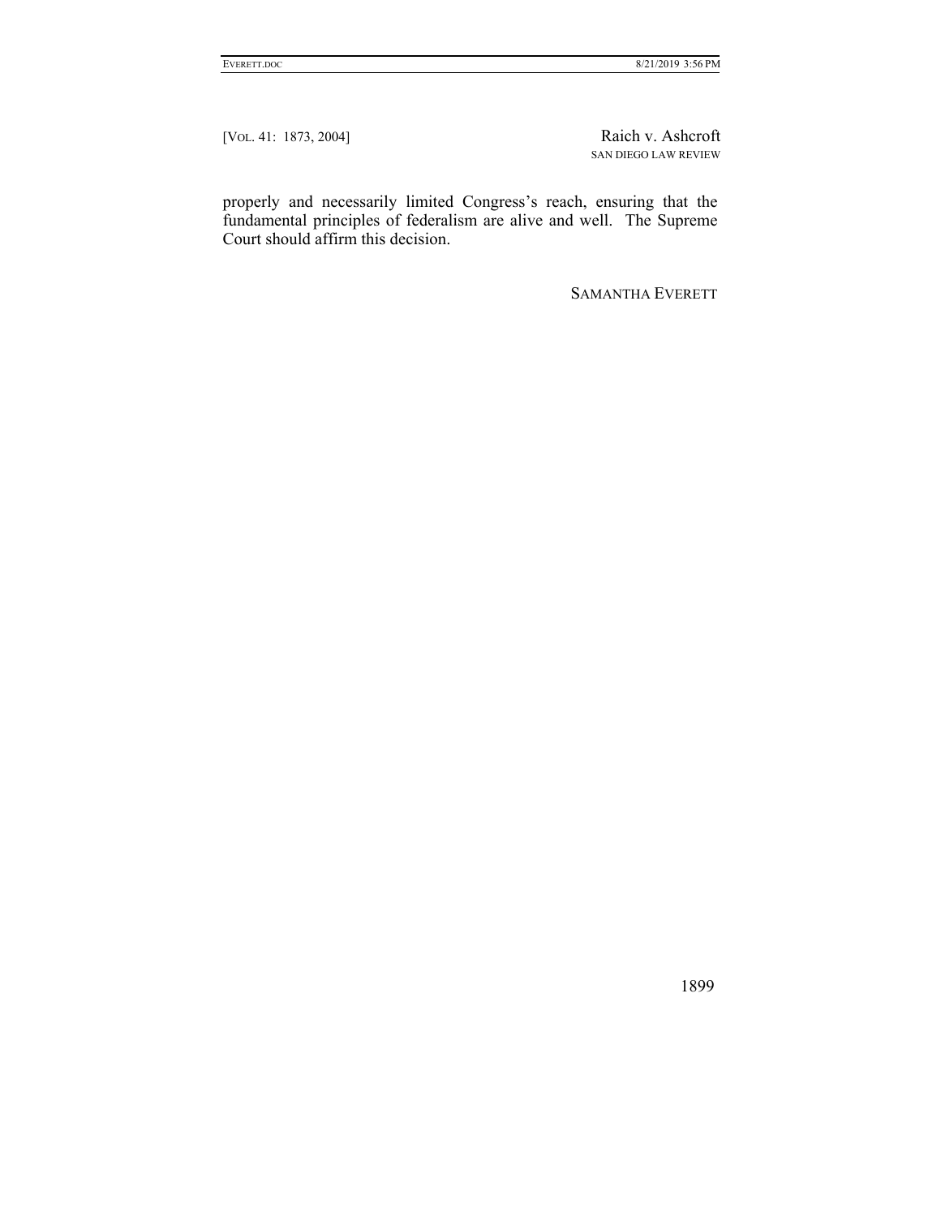properly and necessarily limited Congress's reach, ensuring that the fundamental principles of federalism are alive and well. The Supreme Court should affirm this decision.

SAMANTHA EVERETT